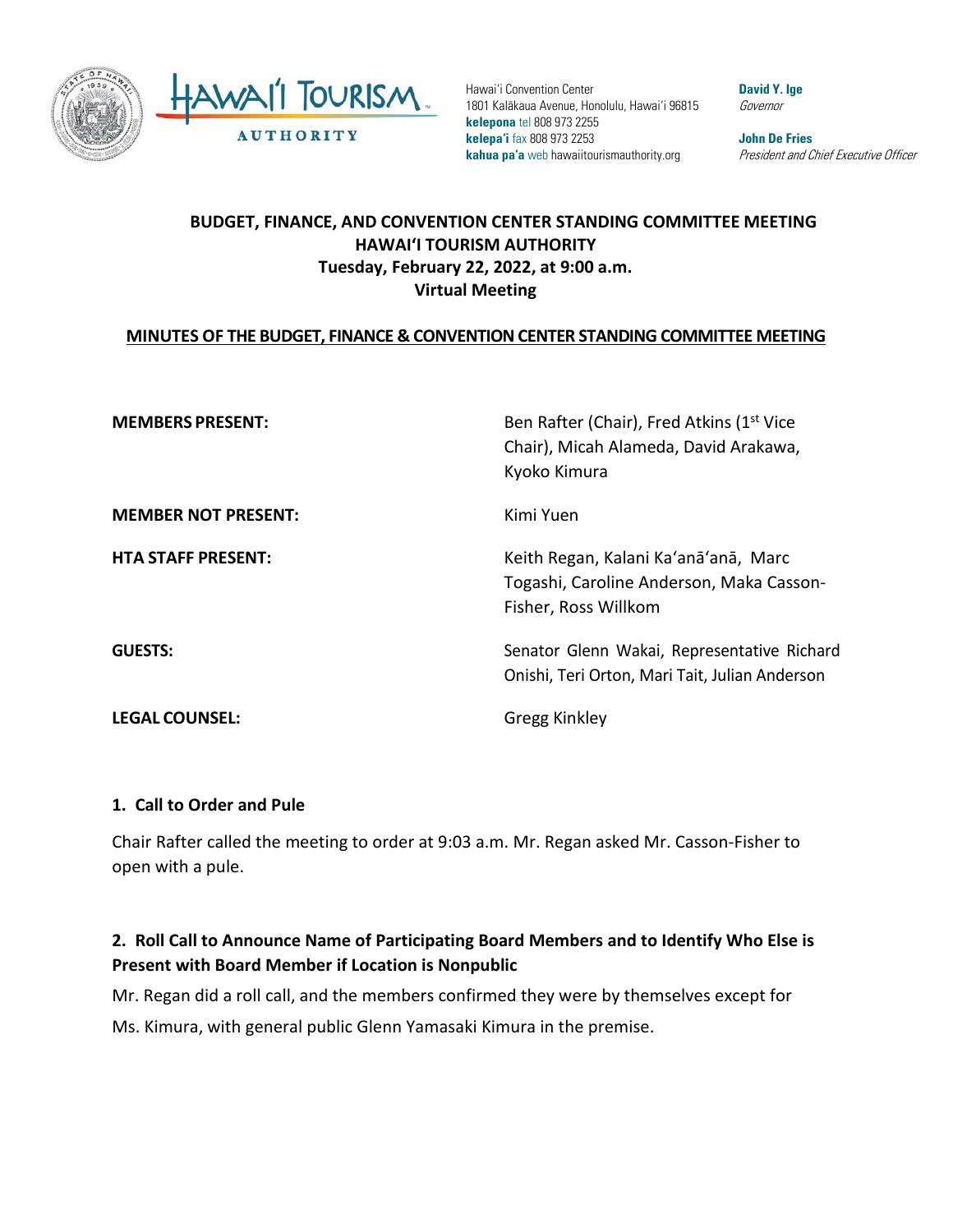Hawaiʻi Convention Center
1801 Kalākaua Avenue, Honolulu, Hawaiʻi 96815
**kelepona** tel 808 973 2255
**kelepaʻi** fax 808 973 2253
**kahua paʻa** web hawaiitourismauthority.org

**David Y. Ige**
*Governor*

**John De Fries**
*President and Chief Executive Officer*

**BUDGET, FINANCE, AND CONVENTION CENTER STANDING COMMITTEE MEETING**
**HAWAIʻI TOURISM AUTHORITY**
**Tuesday, February 22, 2022, at 9:00 a.m.**
**Virtual Meeting**

**MINUTES OF THE BUDGET, FINANCE & CONVENTION CENTER STANDING COMMITTEE MEETING**

| | |
|---|---|
| **MEMBERS PRESENT:** | Ben Rafter (Chair), Fred Atkins (1st Vice Chair), Micah Alameda, David Arakawa, Kyoko Kimura |
| **MEMBER NOT PRESENT:** | Kimi Yuen |
| **HTA STAFF PRESENT:** | Keith Regan, Kalani Kaʻanāʻanā, Marc Togashi, Caroline Anderson, Maka Casson-Fisher, Ross Willkom |
| **GUESTS:** | Senator Glenn Wakai, Representative Richard Onishi, Teri Orton, Mari Tait, Julian Anderson |
| **LEGAL COUNSEL:** | Gregg Kinkley |

### 1. Call to Order and Pule

Chair Rafter called the meeting to order at 9:03 a.m. Mr. Regan asked Mr. Casson-Fisher to open with a pule.

### 2. Roll Call to Announce Name of Participating Board Members and to Identify Who Else is Present with Board Member if Location is Nonpublic

Mr. Regan did a roll call, and the members confirmed they were by themselves except for Ms. Kimura, with general public Glenn Yamasaki Kimura in the premise.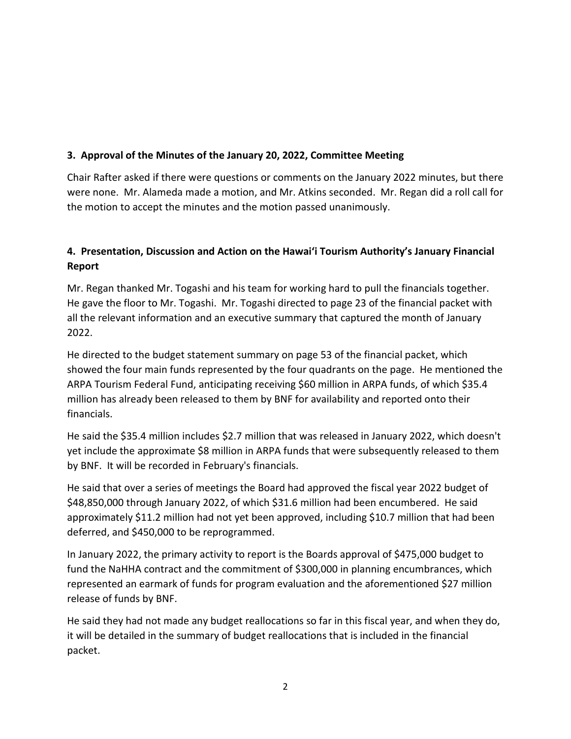### 3. Approval of the Minutes of the January 20, 2022, Committee Meeting

Chair Rafter asked if there were questions or comments on the January 2022 minutes, but there were none. Mr. Alameda made a motion, and Mr. Atkins seconded. Mr. Regan did a roll call for the motion to accept the minutes and the motion passed unanimously.

### 4. Presentation, Discussion and Action on the Hawai'i Tourism Authority's January Financial Report

Mr. Regan thanked Mr. Togashi and his team for working hard to pull the financials together. He gave the floor to Mr. Togashi. Mr. Togashi directed to page 23 of the financial packet with all the relevant information and an executive summary that captured the month of January 2022.

He directed to the budget statement summary on page 53 of the financial packet, which showed the four main funds represented by the four quadrants on the page. He mentioned the ARPA Tourism Federal Fund, anticipating receiving $60 million in ARPA funds, of which $35.4 million has already been released to them by BNF for availability and reported onto their financials.

He said the $35.4 million includes $2.7 million that was released in January 2022, which doesn't yet include the approximate $8 million in ARPA funds that were subsequently released to them by BNF. It will be recorded in February's financials.

He said that over a series of meetings the Board had approved the fiscal year 2022 budget of $48,850,000 through January 2022, of which $31.6 million had been encumbered. He said approximately $11.2 million had not yet been approved, including $10.7 million that had been deferred, and $450,000 to be reprogrammed.

In January 2022, the primary activity to report is the Boards approval of $475,000 budget to fund the NaHHA contract and the commitment of $300,000 in planning encumbrances, which represented an earmark of funds for program evaluation and the aforementioned $27 million release of funds by BNF.

He said they had not made any budget reallocations so far in this fiscal year, and when they do, it will be detailed in the summary of budget reallocations that is included in the financial packet.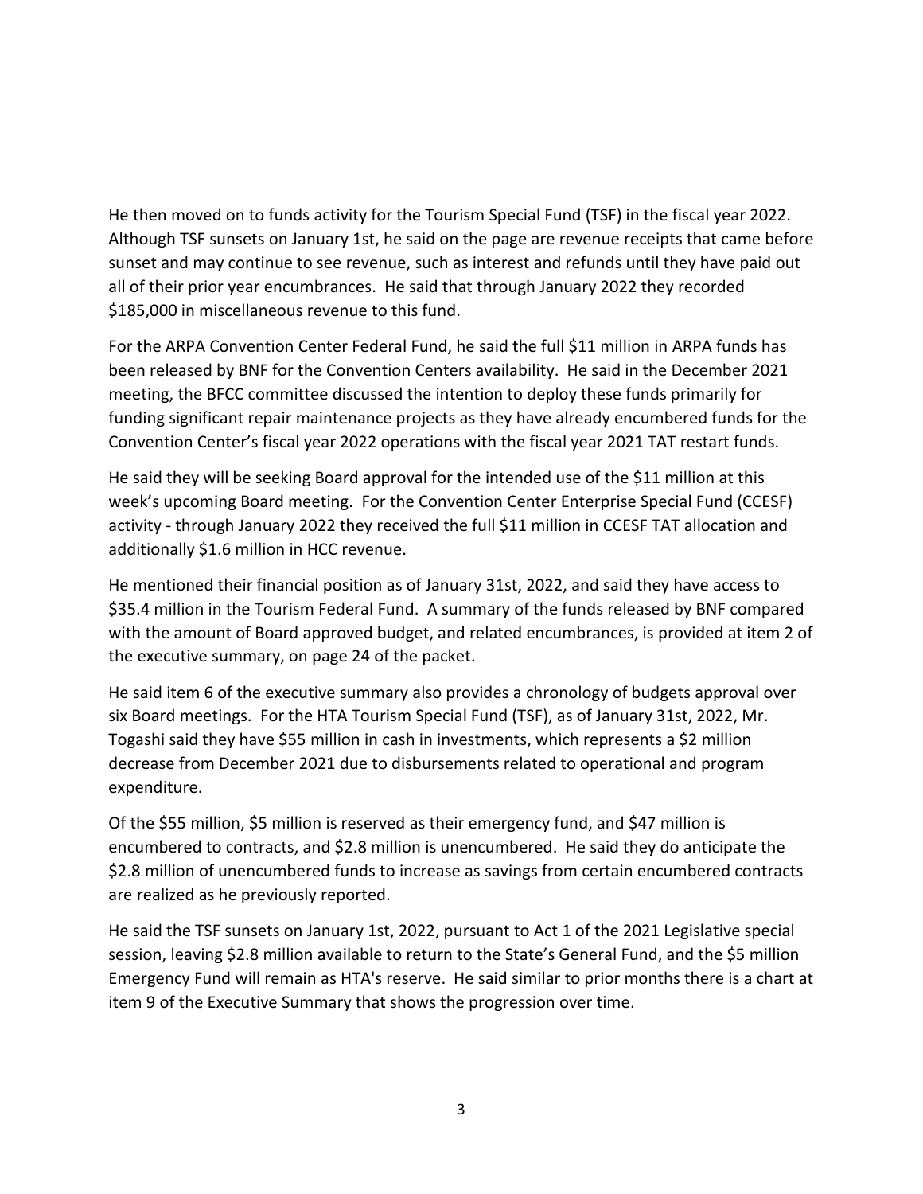He then moved on to funds activity for the Tourism Special Fund (TSF) in the fiscal year 2022. Although TSF sunsets on January 1st, he said on the page are revenue receipts that came before sunset and may continue to see revenue, such as interest and refunds until they have paid out all of their prior year encumbrances. He said that through January 2022 they recorded $185,000 in miscellaneous revenue to this fund.

For the ARPA Convention Center Federal Fund, he said the full $11 million in ARPA funds has been released by BNF for the Convention Centers availability. He said in the December 2021 meeting, the BFCC committee discussed the intention to deploy these funds primarily for funding significant repair maintenance projects as they have already encumbered funds for the Convention Center's fiscal year 2022 operations with the fiscal year 2021 TAT restart funds.

He said they will be seeking Board approval for the intended use of the $11 million at this week's upcoming Board meeting. For the Convention Center Enterprise Special Fund (CCESF) activity - through January 2022 they received the full $11 million in CCESF TAT allocation and additionally $1.6 million in HCC revenue.

He mentioned their financial position as of January 31st, 2022, and said they have access to $35.4 million in the Tourism Federal Fund. A summary of the funds released by BNF compared with the amount of Board approved budget, and related encumbrances, is provided at item 2 of the executive summary, on page 24 of the packet.

He said item 6 of the executive summary also provides a chronology of budgets approval over six Board meetings. For the HTA Tourism Special Fund (TSF), as of January 31st, 2022, Mr. Togashi said they have $55 million in cash in investments, which represents a $2 million decrease from December 2021 due to disbursements related to operational and program expenditure.

Of the $55 million, $5 million is reserved as their emergency fund, and $47 million is encumbered to contracts, and $2.8 million is unencumbered. He said they do anticipate the $2.8 million of unencumbered funds to increase as savings from certain encumbered contracts are realized as he previously reported.

He said the TSF sunsets on January 1st, 2022, pursuant to Act 1 of the 2021 Legislative special session, leaving $2.8 million available to return to the State's General Fund, and the $5 million Emergency Fund will remain as HTA's reserve. He said similar to prior months there is a chart at item 9 of the Executive Summary that shows the progression over time.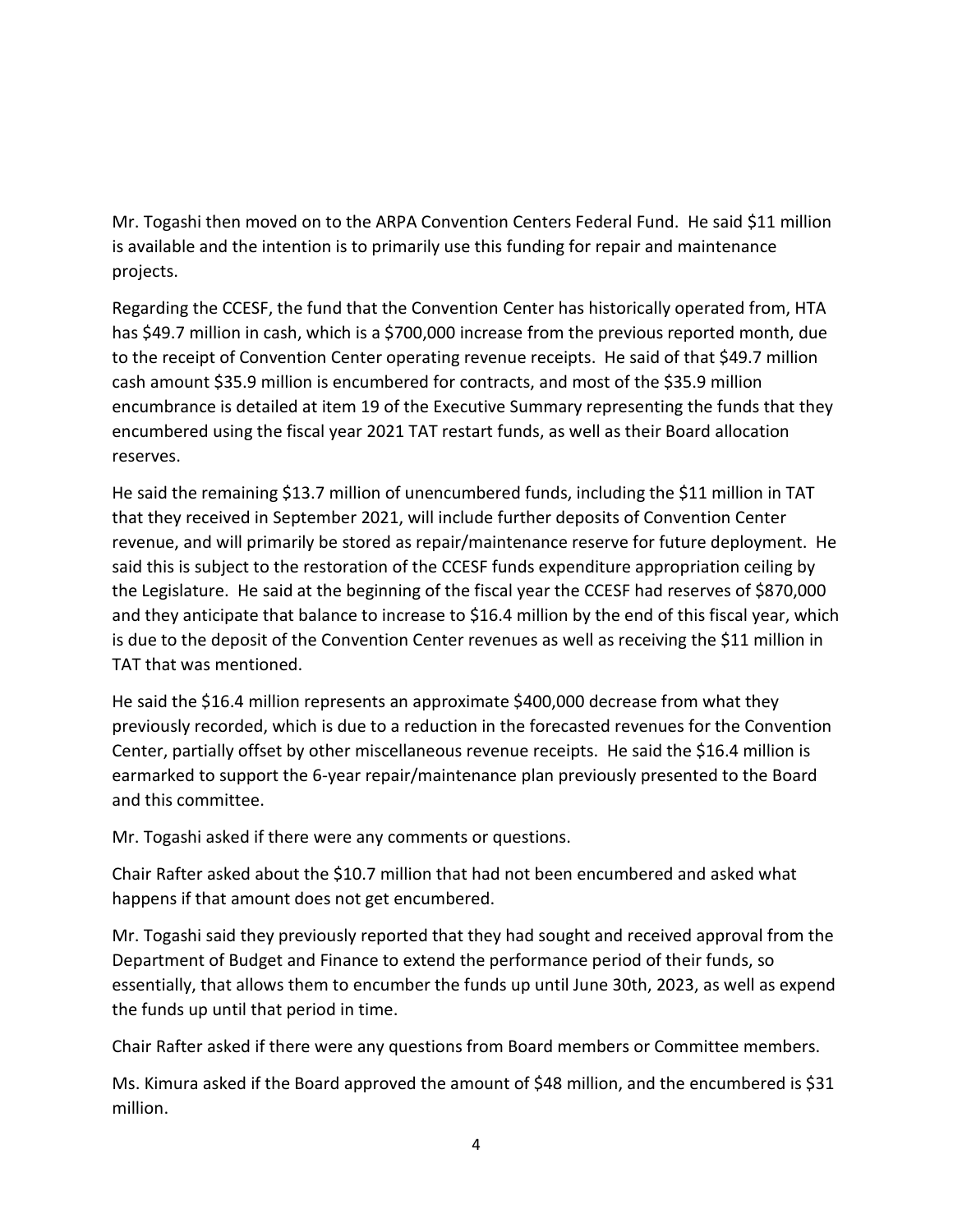Mr. Togashi then moved on to the ARPA Convention Centers Federal Fund. He said $11 million is available and the intention is to primarily use this funding for repair and maintenance projects.

Regarding the CCESF, the fund that the Convention Center has historically operated from, HTA has $49.7 million in cash, which is a $700,000 increase from the previous reported month, due to the receipt of Convention Center operating revenue receipts. He said of that $49.7 million cash amount $35.9 million is encumbered for contracts, and most of the $35.9 million encumbrance is detailed at item 19 of the Executive Summary representing the funds that they encumbered using the fiscal year 2021 TAT restart funds, as well as their Board allocation reserves.

He said the remaining $13.7 million of unencumbered funds, including the $11 million in TAT that they received in September 2021, will include further deposits of Convention Center revenue, and will primarily be stored as repair/maintenance reserve for future deployment. He said this is subject to the restoration of the CCESF funds expenditure appropriation ceiling by the Legislature. He said at the beginning of the fiscal year the CCESF had reserves of $870,000 and they anticipate that balance to increase to $16.4 million by the end of this fiscal year, which is due to the deposit of the Convention Center revenues as well as receiving the $11 million in TAT that was mentioned.

He said the $16.4 million represents an approximate $400,000 decrease from what they previously recorded, which is due to a reduction in the forecasted revenues for the Convention Center, partially offset by other miscellaneous revenue receipts. He said the $16.4 million is earmarked to support the 6-year repair/maintenance plan previously presented to the Board and this committee.

Mr. Togashi asked if there were any comments or questions.

Chair Rafter asked about the $10.7 million that had not been encumbered and asked what happens if that amount does not get encumbered.

Mr. Togashi said they previously reported that they had sought and received approval from the Department of Budget and Finance to extend the performance period of their funds, so essentially, that allows them to encumber the funds up until June 30th, 2023, as well as expend the funds up until that period in time.

Chair Rafter asked if there were any questions from Board members or Committee members.

Ms. Kimura asked if the Board approved the amount of $48 million, and the encumbered is $31 million.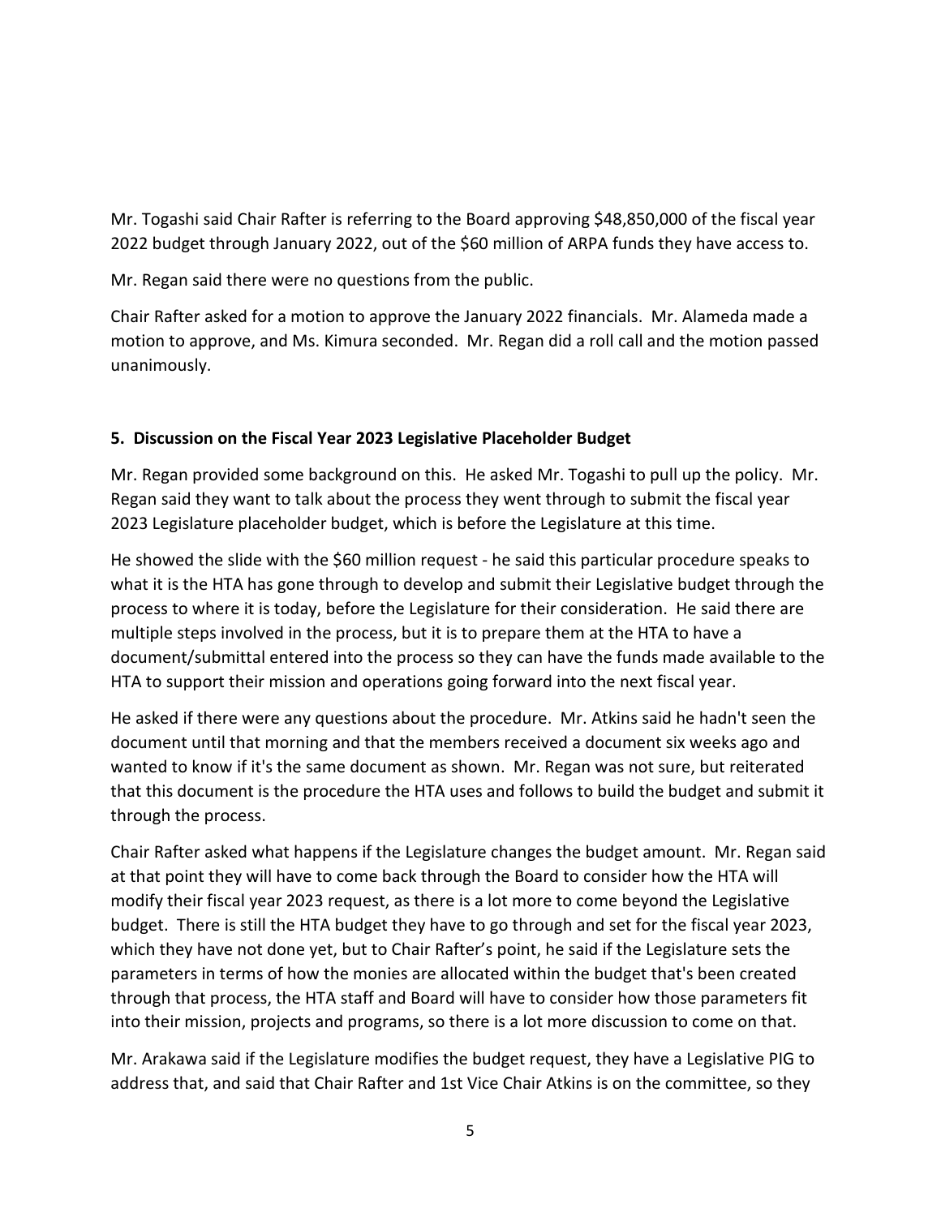Mr. Togashi said Chair Rafter is referring to the Board approving $48,850,000 of the fiscal year 2022 budget through January 2022, out of the $60 million of ARPA funds they have access to.

Mr. Regan said there were no questions from the public.

Chair Rafter asked for a motion to approve the January 2022 financials. Mr. Alameda made a motion to approve, and Ms. Kimura seconded. Mr. Regan did a roll call and the motion passed unanimously.

**5. Discussion on the Fiscal Year 2023 Legislative Placeholder Budget**

Mr. Regan provided some background on this. He asked Mr. Togashi to pull up the policy. Mr. Regan said they want to talk about the process they went through to submit the fiscal year 2023 Legislature placeholder budget, which is before the Legislature at this time.

He showed the slide with the $60 million request - he said this particular procedure speaks to what it is the HTA has gone through to develop and submit their Legislative budget through the process to where it is today, before the Legislature for their consideration. He said there are multiple steps involved in the process, but it is to prepare them at the HTA to have a document/submittal entered into the process so they can have the funds made available to the HTA to support their mission and operations going forward into the next fiscal year.

He asked if there were any questions about the procedure. Mr. Atkins said he hadn't seen the document until that morning and that the members received a document six weeks ago and wanted to know if it's the same document as shown. Mr. Regan was not sure, but reiterated that this document is the procedure the HTA uses and follows to build the budget and submit it through the process.

Chair Rafter asked what happens if the Legislature changes the budget amount. Mr. Regan said at that point they will have to come back through the Board to consider how the HTA will modify their fiscal year 2023 request, as there is a lot more to come beyond the Legislative budget. There is still the HTA budget they have to go through and set for the fiscal year 2023, which they have not done yet, but to Chair Rafter's point, he said if the Legislature sets the parameters in terms of how the monies are allocated within the budget that's been created through that process, the HTA staff and Board will have to consider how those parameters fit into their mission, projects and programs, so there is a lot more discussion to come on that.

Mr. Arakawa said if the Legislature modifies the budget request, they have a Legislative PIG to address that, and said that Chair Rafter and 1st Vice Chair Atkins is on the committee, so they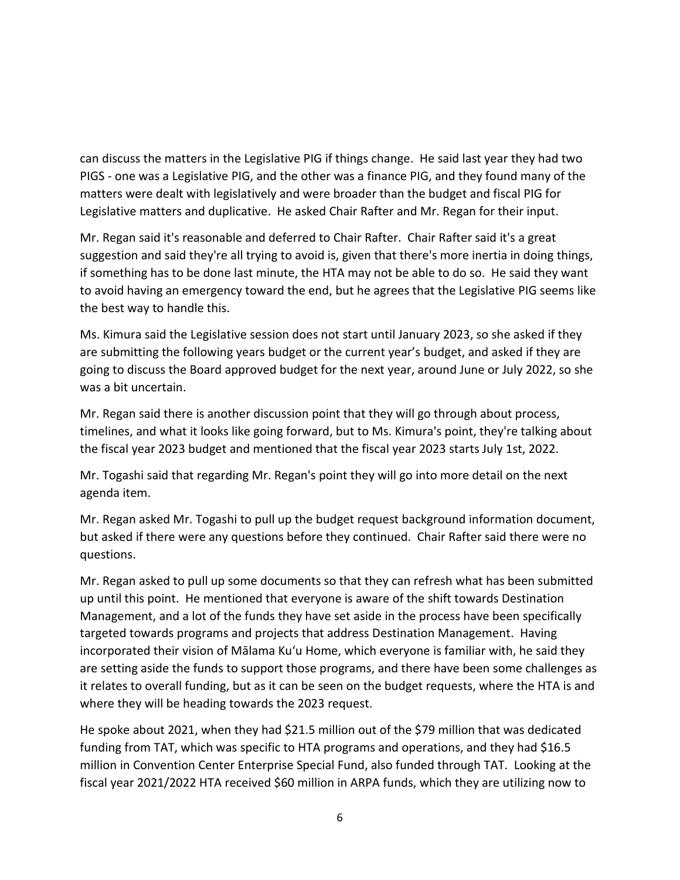can discuss the matters in the Legislative PIG if things change. He said last year they had two PIGS - one was a Legislative PIG, and the other was a finance PIG, and they found many of the matters were dealt with legislatively and were broader than the budget and fiscal PIG for Legislative matters and duplicative. He asked Chair Rafter and Mr. Regan for their input.

Mr. Regan said it's reasonable and deferred to Chair Rafter. Chair Rafter said it's a great suggestion and said they're all trying to avoid is, given that there's more inertia in doing things, if something has to be done last minute, the HTA may not be able to do so. He said they want to avoid having an emergency toward the end, but he agrees that the Legislative PIG seems like the best way to handle this.

Ms. Kimura said the Legislative session does not start until January 2023, so she asked if they are submitting the following years budget or the current year's budget, and asked if they are going to discuss the Board approved budget for the next year, around June or July 2022, so she was a bit uncertain.

Mr. Regan said there is another discussion point that they will go through about process, timelines, and what it looks like going forward, but to Ms. Kimura's point, they're talking about the fiscal year 2023 budget and mentioned that the fiscal year 2023 starts July 1st, 2022.

Mr. Togashi said that regarding Mr. Regan's point they will go into more detail on the next agenda item.

Mr. Regan asked Mr. Togashi to pull up the budget request background information document, but asked if there were any questions before they continued. Chair Rafter said there were no questions.

Mr. Regan asked to pull up some documents so that they can refresh what has been submitted up until this point. He mentioned that everyone is aware of the shift towards Destination Management, and a lot of the funds they have set aside in the process have been specifically targeted towards programs and projects that address Destination Management. Having incorporated their vision of Mālama Kuʻu Home, which everyone is familiar with, he said they are setting aside the funds to support those programs, and there have been some challenges as it relates to overall funding, but as it can be seen on the budget requests, where the HTA is and where they will be heading towards the 2023 request.

He spoke about 2021, when they had $21.5 million out of the $79 million that was dedicated funding from TAT, which was specific to HTA programs and operations, and they had $16.5 million in Convention Center Enterprise Special Fund, also funded through TAT. Looking at the fiscal year 2021/2022 HTA received $60 million in ARPA funds, which they are utilizing now to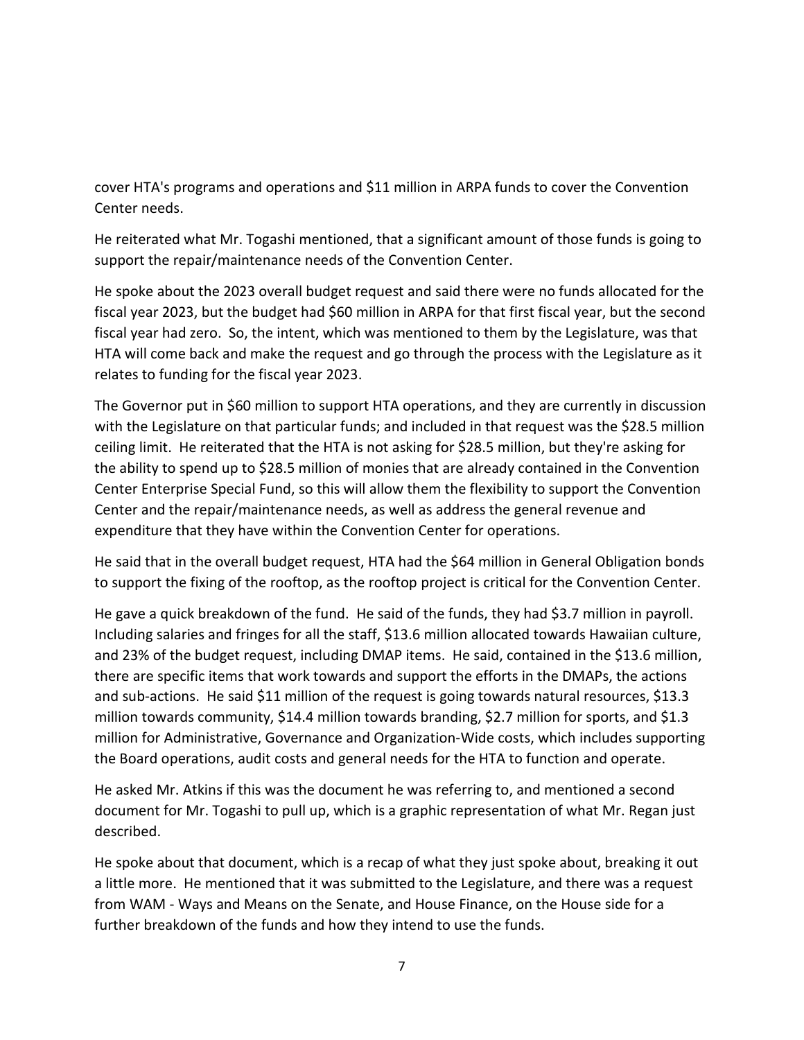cover HTA's programs and operations and $11 million in ARPA funds to cover the Convention Center needs.

He reiterated what Mr. Togashi mentioned, that a significant amount of those funds is going to support the repair/maintenance needs of the Convention Center.

He spoke about the 2023 overall budget request and said there were no funds allocated for the fiscal year 2023, but the budget had $60 million in ARPA for that first fiscal year, but the second fiscal year had zero. So, the intent, which was mentioned to them by the Legislature, was that HTA will come back and make the request and go through the process with the Legislature as it relates to funding for the fiscal year 2023.

The Governor put in $60 million to support HTA operations, and they are currently in discussion with the Legislature on that particular funds; and included in that request was the $28.5 million ceiling limit. He reiterated that the HTA is not asking for $28.5 million, but they're asking for the ability to spend up to $28.5 million of monies that are already contained in the Convention Center Enterprise Special Fund, so this will allow them the flexibility to support the Convention Center and the repair/maintenance needs, as well as address the general revenue and expenditure that they have within the Convention Center for operations.

He said that in the overall budget request, HTA had the $64 million in General Obligation bonds to support the fixing of the rooftop, as the rooftop project is critical for the Convention Center.

He gave a quick breakdown of the fund. He said of the funds, they had $3.7 million in payroll. Including salaries and fringes for all the staff, $13.6 million allocated towards Hawaiian culture, and 23% of the budget request, including DMAP items. He said, contained in the $13.6 million, there are specific items that work towards and support the efforts in the DMAPs, the actions and sub-actions. He said $11 million of the request is going towards natural resources, $13.3 million towards community, $14.4 million towards branding, $2.7 million for sports, and $1.3 million for Administrative, Governance and Organization-Wide costs, which includes supporting the Board operations, audit costs and general needs for the HTA to function and operate.

He asked Mr. Atkins if this was the document he was referring to, and mentioned a second document for Mr. Togashi to pull up, which is a graphic representation of what Mr. Regan just described.

He spoke about that document, which is a recap of what they just spoke about, breaking it out a little more. He mentioned that it was submitted to the Legislature, and there was a request from WAM - Ways and Means on the Senate, and House Finance, on the House side for a further breakdown of the funds and how they intend to use the funds.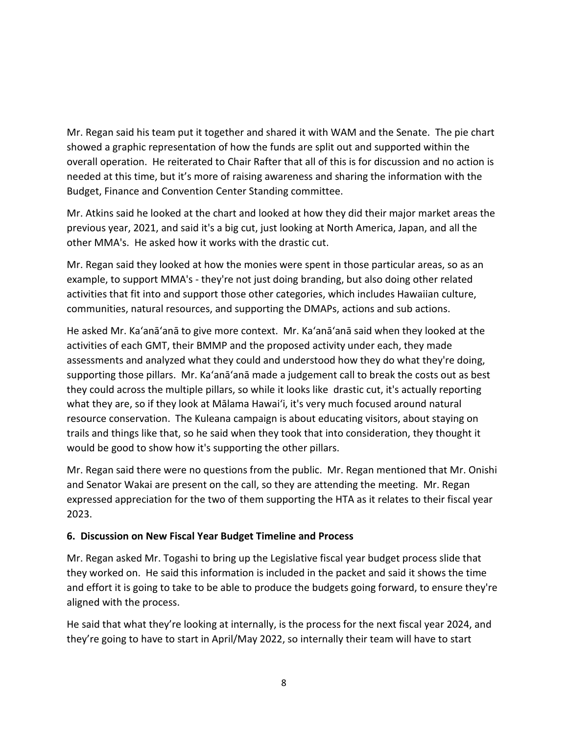Mr. Regan said his team put it together and shared it with WAM and the Senate. The pie chart showed a graphic representation of how the funds are split out and supported within the overall operation. He reiterated to Chair Rafter that all of this is for discussion and no action is needed at this time, but it's more of raising awareness and sharing the information with the Budget, Finance and Convention Center Standing committee.

Mr. Atkins said he looked at the chart and looked at how they did their major market areas the previous year, 2021, and said it's a big cut, just looking at North America, Japan, and all the other MMA's. He asked how it works with the drastic cut.

Mr. Regan said they looked at how the monies were spent in those particular areas, so as an example, to support MMA's - they're not just doing branding, but also doing other related activities that fit into and support those other categories, which includes Hawaiian culture, communities, natural resources, and supporting the DMAPs, actions and sub actions.

He asked Mr. Ka'anā'anā to give more context. Mr. Ka'anā'anā said when they looked at the activities of each GMT, their BMMP and the proposed activity under each, they made assessments and analyzed what they could and understood how they do what they're doing, supporting those pillars. Mr. Ka'anā'anā made a judgement call to break the costs out as best they could across the multiple pillars, so while it looks like drastic cut, it's actually reporting what they are, so if they look at Mālama Hawai'i, it's very much focused around natural resource conservation. The Kuleana campaign is about educating visitors, about staying on trails and things like that, so he said when they took that into consideration, they thought it would be good to show how it's supporting the other pillars.

Mr. Regan said there were no questions from the public. Mr. Regan mentioned that Mr. Onishi and Senator Wakai are present on the call, so they are attending the meeting. Mr. Regan expressed appreciation for the two of them supporting the HTA as it relates to their fiscal year 2023.

**6. Discussion on New Fiscal Year Budget Timeline and Process**

Mr. Regan asked Mr. Togashi to bring up the Legislative fiscal year budget process slide that they worked on. He said this information is included in the packet and said it shows the time and effort it is going to take to be able to produce the budgets going forward, to ensure they're aligned with the process.

He said that what they're looking at internally, is the process for the next fiscal year 2024, and they're going to have to start in April/May 2022, so internally their team will have to start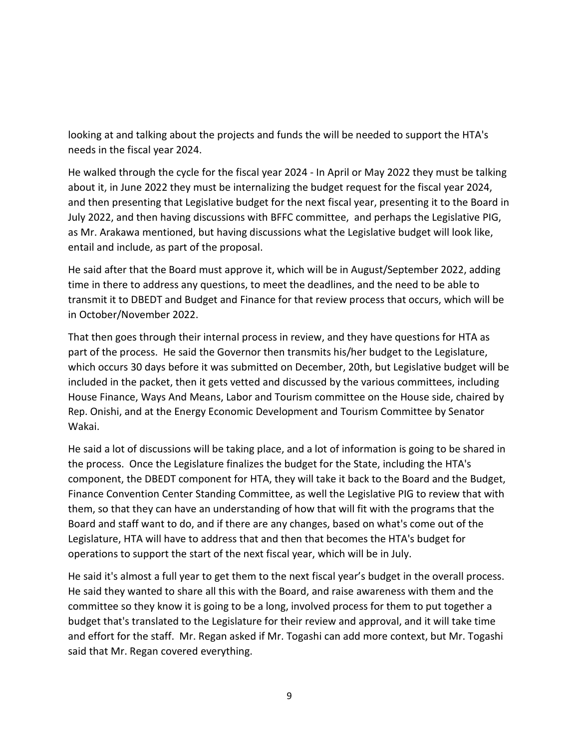looking at and talking about the projects and funds the will be needed to support the HTA's needs in the fiscal year 2024.

He walked through the cycle for the fiscal year 2024 - In April or May 2022 they must be talking about it, in June 2022 they must be internalizing the budget request for the fiscal year 2024, and then presenting that Legislative budget for the next fiscal year, presenting it to the Board in July 2022, and then having discussions with BFFC committee,  and perhaps the Legislative PIG, as Mr. Arakawa mentioned, but having discussions what the Legislative budget will look like, entail and include, as part of the proposal.

He said after that the Board must approve it, which will be in August/September 2022, adding time in there to address any questions, to meet the deadlines, and the need to be able to transmit it to DBEDT and Budget and Finance for that review process that occurs, which will be in October/November 2022.

That then goes through their internal process in review, and they have questions for HTA as part of the process.  He said the Governor then transmits his/her budget to the Legislature, which occurs 30 days before it was submitted on December, 20th, but Legislative budget will be included in the packet, then it gets vetted and discussed by the various committees, including House Finance, Ways And Means, Labor and Tourism committee on the House side, chaired by Rep. Onishi, and at the Energy Economic Development and Tourism Committee by Senator Wakai.

He said a lot of discussions will be taking place, and a lot of information is going to be shared in the process.  Once the Legislature finalizes the budget for the State, including the HTA's component, the DBEDT component for HTA, they will take it back to the Board and the Budget, Finance Convention Center Standing Committee, as well the Legislative PIG to review that with them, so that they can have an understanding of how that will fit with the programs that the Board and staff want to do, and if there are any changes, based on what's come out of the Legislature, HTA will have to address that and then that becomes the HTA's budget for operations to support the start of the next fiscal year, which will be in July.

He said it's almost a full year to get them to the next fiscal year's budget in the overall process. He said they wanted to share all this with the Board, and raise awareness with them and the committee so they know it is going to be a long, involved process for them to put together a budget that's translated to the Legislature for their review and approval, and it will take time and effort for the staff.  Mr. Regan asked if Mr. Togashi can add more context, but Mr. Togashi said that Mr. Regan covered everything.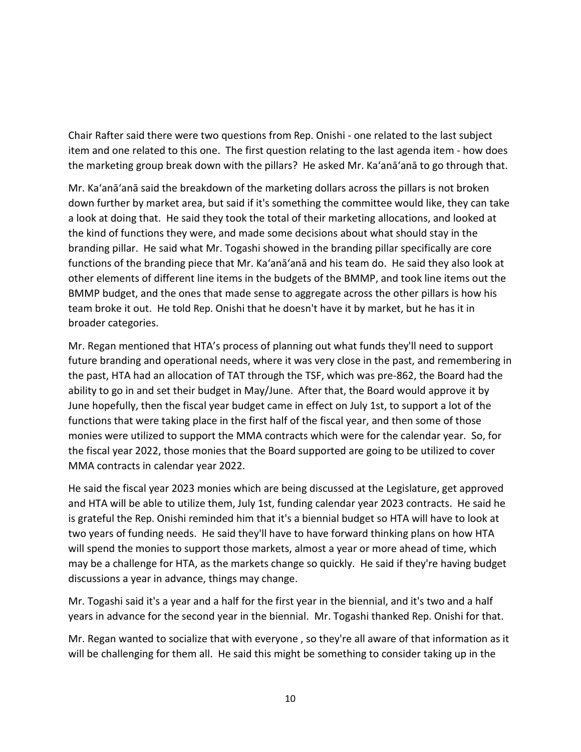Chair Rafter said there were two questions from Rep. Onishi - one related to the last subject item and one related to this one. The first question relating to the last agenda item - how does the marketing group break down with the pillars? He asked Mr. Ka'anā'anā to go through that.

Mr. Ka'anā'anā said the breakdown of the marketing dollars across the pillars is not broken down further by market area, but said if it's something the committee would like, they can take a look at doing that. He said they took the total of their marketing allocations, and looked at the kind of functions they were, and made some decisions about what should stay in the branding pillar. He said what Mr. Togashi showed in the branding pillar specifically are core functions of the branding piece that Mr. Ka'anā'anā and his team do. He said they also look at other elements of different line items in the budgets of the BMMP, and took line items out the BMMP budget, and the ones that made sense to aggregate across the other pillars is how his team broke it out. He told Rep. Onishi that he doesn't have it by market, but he has it in broader categories.

Mr. Regan mentioned that HTA's process of planning out what funds they'll need to support future branding and operational needs, where it was very close in the past, and remembering in the past, HTA had an allocation of TAT through the TSF, which was pre-862, the Board had the ability to go in and set their budget in May/June. After that, the Board would approve it by June hopefully, then the fiscal year budget came in effect on July 1st, to support a lot of the functions that were taking place in the first half of the fiscal year, and then some of those monies were utilized to support the MMA contracts which were for the calendar year. So, for the fiscal year 2022, those monies that the Board supported are going to be utilized to cover MMA contracts in calendar year 2022.

He said the fiscal year 2023 monies which are being discussed at the Legislature, get approved and HTA will be able to utilize them, July 1st, funding calendar year 2023 contracts. He said he is grateful the Rep. Onishi reminded him that it's a biennial budget so HTA will have to look at two years of funding needs. He said they'll have to have forward thinking plans on how HTA will spend the monies to support those markets, almost a year or more ahead of time, which may be a challenge for HTA, as the markets change so quickly. He said if they're having budget discussions a year in advance, things may change.

Mr. Togashi said it's a year and a half for the first year in the biennial, and it's two and a half years in advance for the second year in the biennial. Mr. Togashi thanked Rep. Onishi for that.

Mr. Regan wanted to socialize that with everyone , so they're all aware of that information as it will be challenging for them all. He said this might be something to consider taking up in the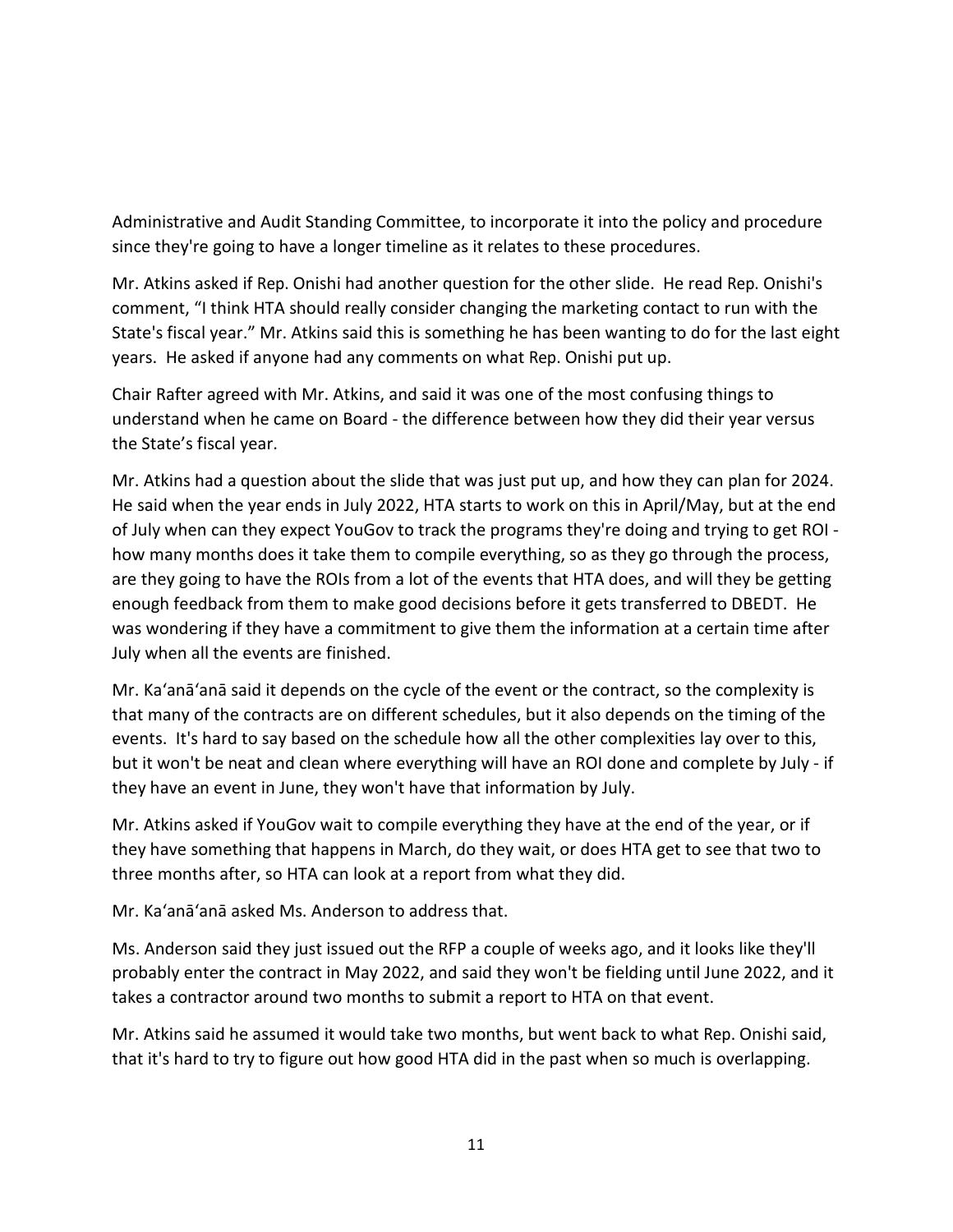Administrative and Audit Standing Committee, to incorporate it into the policy and procedure since they're going to have a longer timeline as it relates to these procedures.

Mr. Atkins asked if Rep. Onishi had another question for the other slide. He read Rep. Onishi's comment, "I think HTA should really consider changing the marketing contact to run with the State's fiscal year." Mr. Atkins said this is something he has been wanting to do for the last eight years. He asked if anyone had any comments on what Rep. Onishi put up.

Chair Rafter agreed with Mr. Atkins, and said it was one of the most confusing things to understand when he came on Board - the difference between how they did their year versus the State's fiscal year.

Mr. Atkins had a question about the slide that was just put up, and how they can plan for 2024. He said when the year ends in July 2022, HTA starts to work on this in April/May, but at the end of July when can they expect YouGov to track the programs they're doing and trying to get ROI - how many months does it take them to compile everything, so as they go through the process, are they going to have the ROIs from a lot of the events that HTA does, and will they be getting enough feedback from them to make good decisions before it gets transferred to DBEDT. He was wondering if they have a commitment to give them the information at a certain time after July when all the events are finished.

Mr. Ka'anā'anā said it depends on the cycle of the event or the contract, so the complexity is that many of the contracts are on different schedules, but it also depends on the timing of the events. It's hard to say based on the schedule how all the other complexities lay over to this, but it won't be neat and clean where everything will have an ROI done and complete by July - if they have an event in June, they won't have that information by July.

Mr. Atkins asked if YouGov wait to compile everything they have at the end of the year, or if they have something that happens in March, do they wait, or does HTA get to see that two to three months after, so HTA can look at a report from what they did.

Mr. Ka'anā'anā asked Ms. Anderson to address that.

Ms. Anderson said they just issued out the RFP a couple of weeks ago, and it looks like they'll probably enter the contract in May 2022, and said they won't be fielding until June 2022, and it takes a contractor around two months to submit a report to HTA on that event.

Mr. Atkins said he assumed it would take two months, but went back to what Rep. Onishi said, that it's hard to try to figure out how good HTA did in the past when so much is overlapping.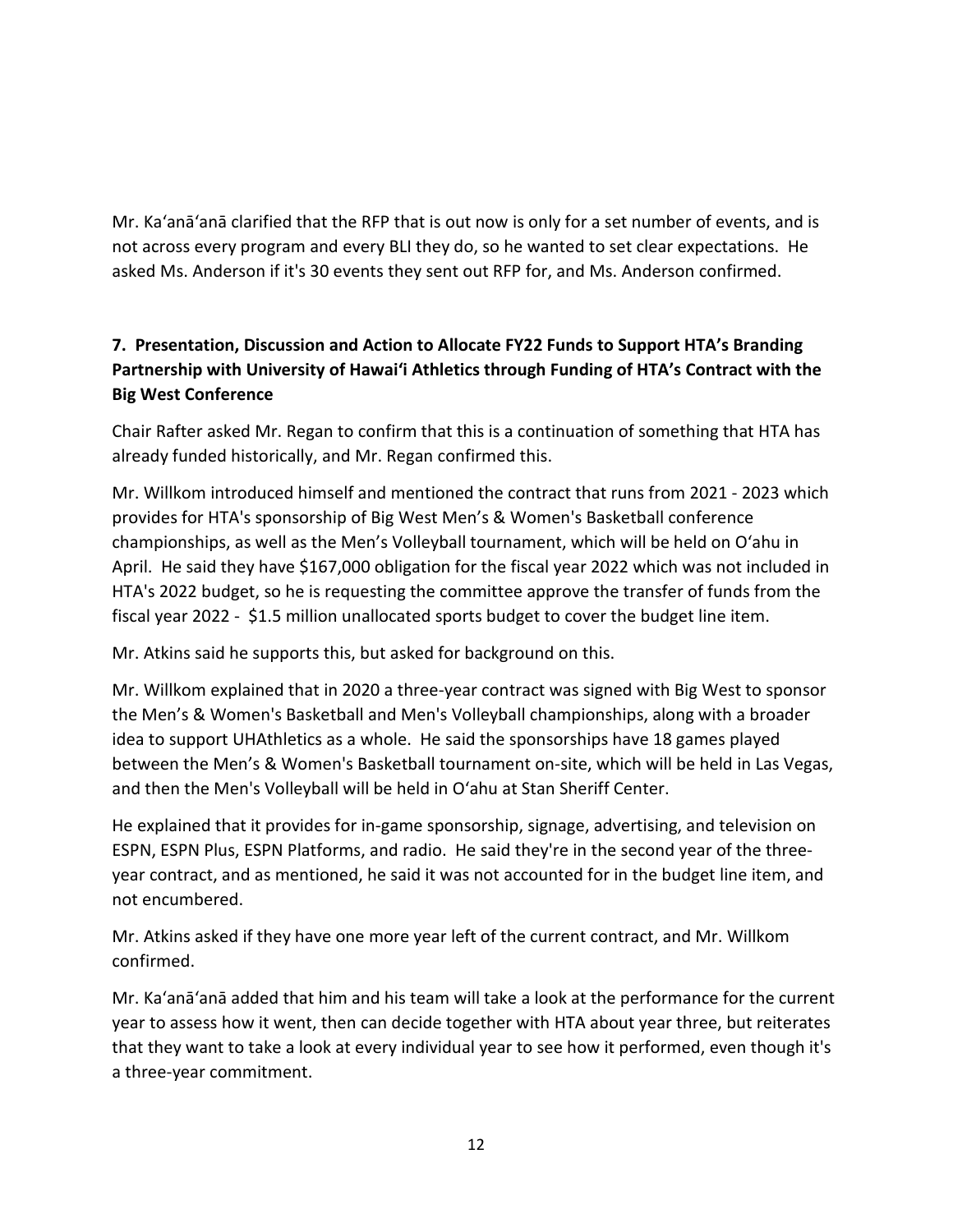Mr. Ka'anā'anā clarified that the RFP that is out now is only for a set number of events, and is not across every program and every BLI they do, so he wanted to set clear expectations. He asked Ms. Anderson if it's 30 events they sent out RFP for, and Ms. Anderson confirmed.

**7. Presentation, Discussion and Action to Allocate FY22 Funds to Support HTA's Branding Partnership with University of Hawai'i Athletics through Funding of HTA's Contract with the Big West Conference**

Chair Rafter asked Mr. Regan to confirm that this is a continuation of something that HTA has already funded historically, and Mr. Regan confirmed this.

Mr. Willkom introduced himself and mentioned the contract that runs from 2021 - 2023 which provides for HTA's sponsorship of Big West Men's & Women's Basketball conference championships, as well as the Men's Volleyball tournament, which will be held on O'ahu in April. He said they have $167,000 obligation for the fiscal year 2022 which was not included in HTA's 2022 budget, so he is requesting the committee approve the transfer of funds from the fiscal year 2022 - $1.5 million unallocated sports budget to cover the budget line item.

Mr. Atkins said he supports this, but asked for background on this.

Mr. Willkom explained that in 2020 a three-year contract was signed with Big West to sponsor the Men's & Women's Basketball and Men's Volleyball championships, along with a broader idea to support UHAthletics as a whole. He said the sponsorships have 18 games played between the Men's & Women's Basketball tournament on-site, which will be held in Las Vegas, and then the Men's Volleyball will be held in O'ahu at Stan Sheriff Center.

He explained that it provides for in-game sponsorship, signage, advertising, and television on ESPN, ESPN Plus, ESPN Platforms, and radio. He said they're in the second year of the three-year contract, and as mentioned, he said it was not accounted for in the budget line item, and not encumbered.

Mr. Atkins asked if they have one more year left of the current contract, and Mr. Willkom confirmed.

Mr. Ka'anā'anā added that him and his team will take a look at the performance for the current year to assess how it went, then can decide together with HTA about year three, but reiterates that they want to take a look at every individual year to see how it performed, even though it's a three-year commitment.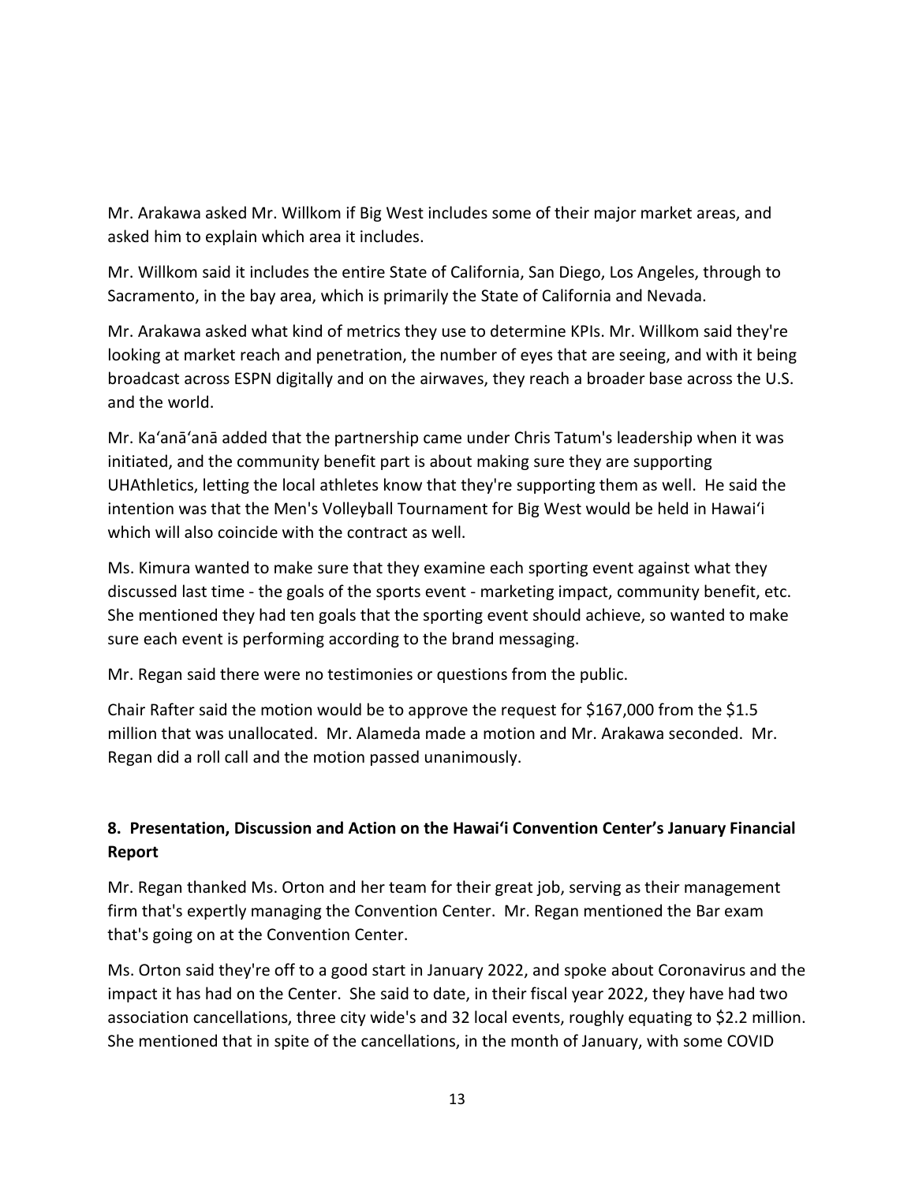Mr. Arakawa asked Mr. Willkom if Big West includes some of their major market areas, and asked him to explain which area it includes.

Mr. Willkom said it includes the entire State of California, San Diego, Los Angeles, through to Sacramento, in the bay area, which is primarily the State of California and Nevada.

Mr. Arakawa asked what kind of metrics they use to determine KPIs. Mr. Willkom said they're looking at market reach and penetration, the number of eyes that are seeing, and with it being broadcast across ESPN digitally and on the airwaves, they reach a broader base across the U.S. and the world.

Mr. Ka'anā'anā added that the partnership came under Chris Tatum's leadership when it was initiated, and the community benefit part is about making sure they are supporting UHAthletics, letting the local athletes know that they're supporting them as well. He said the intention was that the Men's Volleyball Tournament for Big West would be held in Hawai'i which will also coincide with the contract as well.

Ms. Kimura wanted to make sure that they examine each sporting event against what they discussed last time - the goals of the sports event - marketing impact, community benefit, etc. She mentioned they had ten goals that the sporting event should achieve, so wanted to make sure each event is performing according to the brand messaging.

Mr. Regan said there were no testimonies or questions from the public.

Chair Rafter said the motion would be to approve the request for $167,000 from the $1.5 million that was unallocated. Mr. Alameda made a motion and Mr. Arakawa seconded. Mr. Regan did a roll call and the motion passed unanimously.

**8. Presentation, Discussion and Action on the Hawai'i Convention Center's January Financial Report**

Mr. Regan thanked Ms. Orton and her team for their great job, serving as their management firm that's expertly managing the Convention Center. Mr. Regan mentioned the Bar exam that's going on at the Convention Center.

Ms. Orton said they're off to a good start in January 2022, and spoke about Coronavirus and the impact it has had on the Center. She said to date, in their fiscal year 2022, they have had two association cancellations, three city wide's and 32 local events, roughly equating to $2.2 million. She mentioned that in spite of the cancellations, in the month of January, with some COVID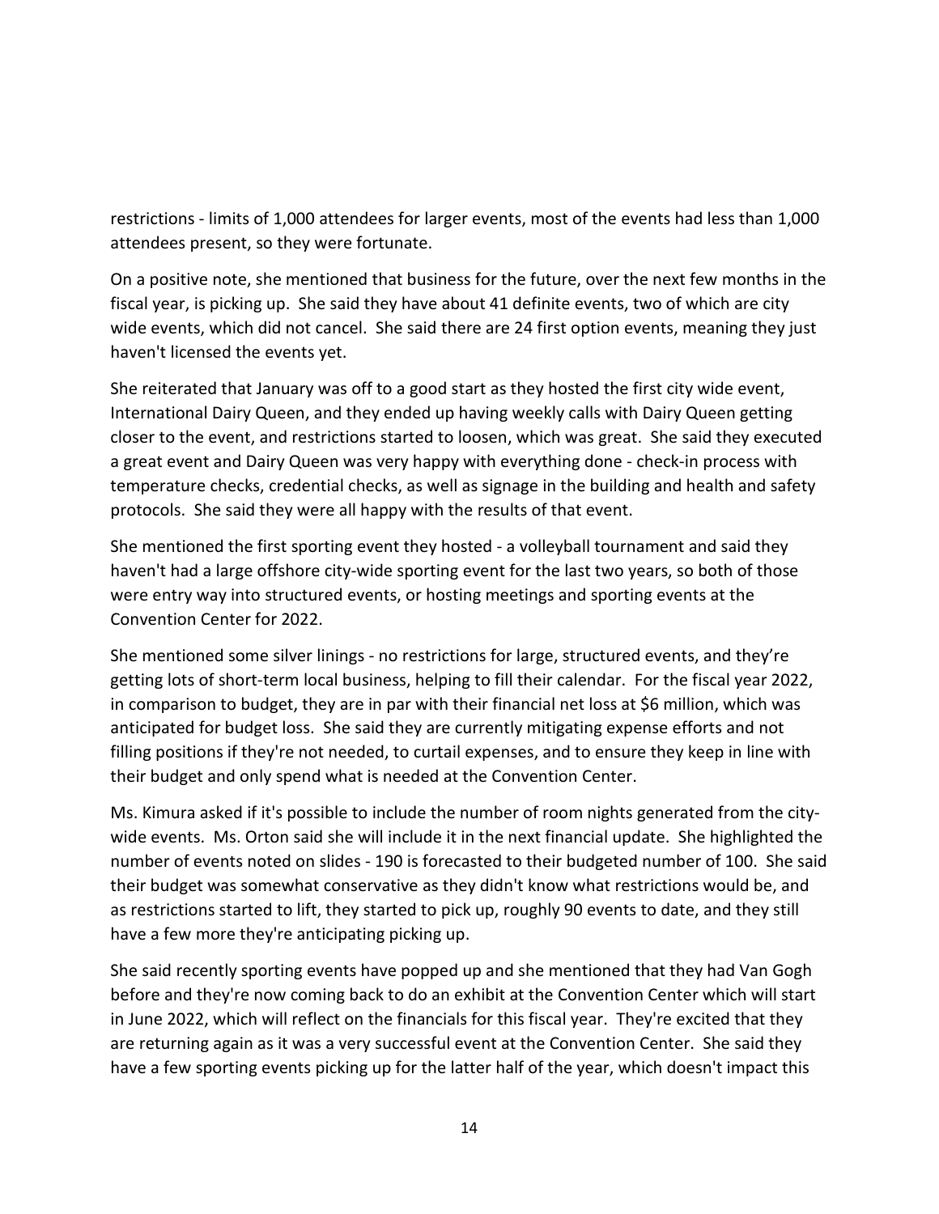restrictions - limits of 1,000 attendees for larger events, most of the events had less than 1,000 attendees present, so they were fortunate.

On a positive note, she mentioned that business for the future, over the next few months in the fiscal year, is picking up. She said they have about 41 definite events, two of which are city wide events, which did not cancel. She said there are 24 first option events, meaning they just haven't licensed the events yet.

She reiterated that January was off to a good start as they hosted the first city wide event, International Dairy Queen, and they ended up having weekly calls with Dairy Queen getting closer to the event, and restrictions started to loosen, which was great. She said they executed a great event and Dairy Queen was very happy with everything done - check-in process with temperature checks, credential checks, as well as signage in the building and health and safety protocols. She said they were all happy with the results of that event.

She mentioned the first sporting event they hosted - a volleyball tournament and said they haven't had a large offshore city-wide sporting event for the last two years, so both of those were entry way into structured events, or hosting meetings and sporting events at the Convention Center for 2022.

She mentioned some silver linings - no restrictions for large, structured events, and they're getting lots of short-term local business, helping to fill their calendar. For the fiscal year 2022, in comparison to budget, they are in par with their financial net loss at $6 million, which was anticipated for budget loss. She said they are currently mitigating expense efforts and not filling positions if they're not needed, to curtail expenses, and to ensure they keep in line with their budget and only spend what is needed at the Convention Center.

Ms. Kimura asked if it's possible to include the number of room nights generated from the city-wide events. Ms. Orton said she will include it in the next financial update. She highlighted the number of events noted on slides - 190 is forecasted to their budgeted number of 100. She said their budget was somewhat conservative as they didn't know what restrictions would be, and as restrictions started to lift, they started to pick up, roughly 90 events to date, and they still have a few more they're anticipating picking up.

She said recently sporting events have popped up and she mentioned that they had Van Gogh before and they're now coming back to do an exhibit at the Convention Center which will start in June 2022, which will reflect on the financials for this fiscal year. They're excited that they are returning again as it was a very successful event at the Convention Center. She said they have a few sporting events picking up for the latter half of the year, which doesn't impact this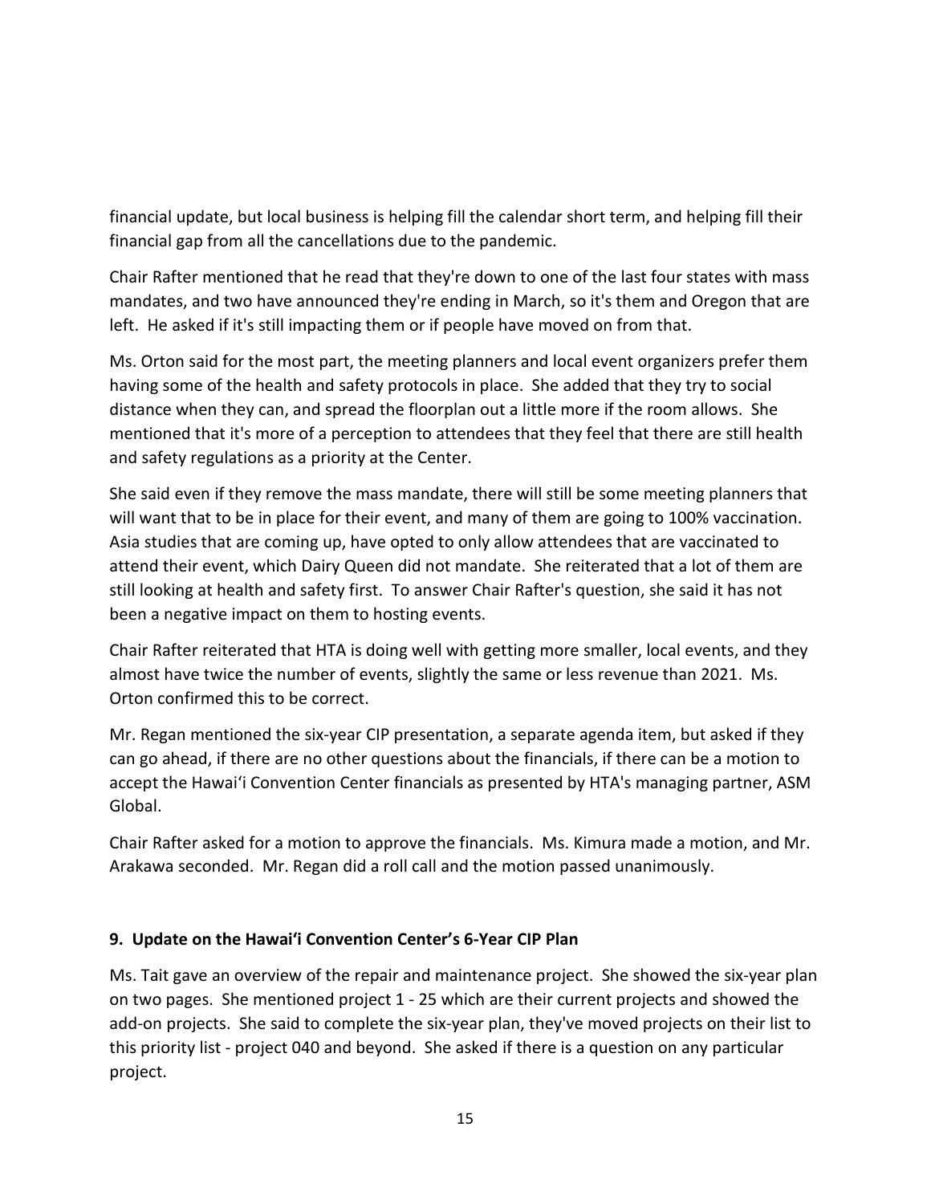financial update, but local business is helping fill the calendar short term, and helping fill their financial gap from all the cancellations due to the pandemic.

Chair Rafter mentioned that he read that they're down to one of the last four states with mass mandates, and two have announced they're ending in March, so it's them and Oregon that are left. He asked if it's still impacting them or if people have moved on from that.

Ms. Orton said for the most part, the meeting planners and local event organizers prefer them having some of the health and safety protocols in place. She added that they try to social distance when they can, and spread the floorplan out a little more if the room allows. She mentioned that it's more of a perception to attendees that they feel that there are still health and safety regulations as a priority at the Center.

She said even if they remove the mass mandate, there will still be some meeting planners that will want that to be in place for their event, and many of them are going to 100% vaccination. Asia studies that are coming up, have opted to only allow attendees that are vaccinated to attend their event, which Dairy Queen did not mandate. She reiterated that a lot of them are still looking at health and safety first. To answer Chair Rafter's question, she said it has not been a negative impact on them to hosting events.

Chair Rafter reiterated that HTA is doing well with getting more smaller, local events, and they almost have twice the number of events, slightly the same or less revenue than 2021. Ms. Orton confirmed this to be correct.

Mr. Regan mentioned the six-year CIP presentation, a separate agenda item, but asked if they can go ahead, if there are no other questions about the financials, if there can be a motion to accept the Hawaiʻi Convention Center financials as presented by HTA's managing partner, ASM Global.

Chair Rafter asked for a motion to approve the financials. Ms. Kimura made a motion, and Mr. Arakawa seconded. Mr. Regan did a roll call and the motion passed unanimously.

**9. Update on the Hawaiʻi Convention Center's 6-Year CIP Plan**

Ms. Tait gave an overview of the repair and maintenance project. She showed the six-year plan on two pages. She mentioned project 1 - 25 which are their current projects and showed the add-on projects. She said to complete the six-year plan, they've moved projects on their list to this priority list - project 040 and beyond. She asked if there is a question on any particular project.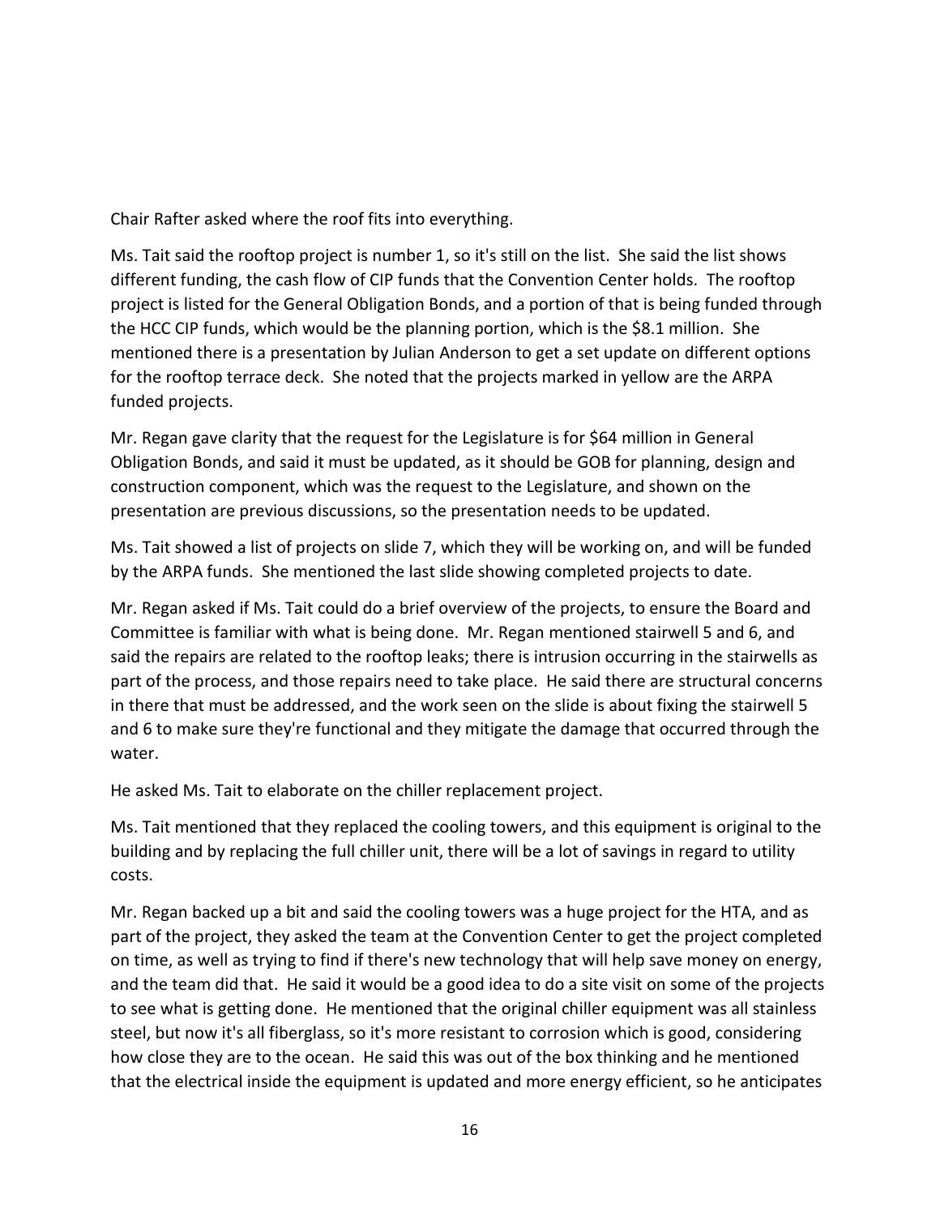Chair Rafter asked where the roof fits into everything.

Ms. Tait said the rooftop project is number 1, so it's still on the list. She said the list shows different funding, the cash flow of CIP funds that the Convention Center holds. The rooftop project is listed for the General Obligation Bonds, and a portion of that is being funded through the HCC CIP funds, which would be the planning portion, which is the $8.1 million. She mentioned there is a presentation by Julian Anderson to get a set update on different options for the rooftop terrace deck. She noted that the projects marked in yellow are the ARPA funded projects.

Mr. Regan gave clarity that the request for the Legislature is for $64 million in General Obligation Bonds, and said it must be updated, as it should be GOB for planning, design and construction component, which was the request to the Legislature, and shown on the presentation are previous discussions, so the presentation needs to be updated.

Ms. Tait showed a list of projects on slide 7, which they will be working on, and will be funded by the ARPA funds. She mentioned the last slide showing completed projects to date.

Mr. Regan asked if Ms. Tait could do a brief overview of the projects, to ensure the Board and Committee is familiar with what is being done. Mr. Regan mentioned stairwell 5 and 6, and said the repairs are related to the rooftop leaks; there is intrusion occurring in the stairwells as part of the process, and those repairs need to take place. He said there are structural concerns in there that must be addressed, and the work seen on the slide is about fixing the stairwell 5 and 6 to make sure they're functional and they mitigate the damage that occurred through the water.

He asked Ms. Tait to elaborate on the chiller replacement project.

Ms. Tait mentioned that they replaced the cooling towers, and this equipment is original to the building and by replacing the full chiller unit, there will be a lot of savings in regard to utility costs.

Mr. Regan backed up a bit and said the cooling towers was a huge project for the HTA, and as part of the project, they asked the team at the Convention Center to get the project completed on time, as well as trying to find if there's new technology that will help save money on energy, and the team did that. He said it would be a good idea to do a site visit on some of the projects to see what is getting done. He mentioned that the original chiller equipment was all stainless steel, but now it's all fiberglass, so it's more resistant to corrosion which is good, considering how close they are to the ocean. He said this was out of the box thinking and he mentioned that the electrical inside the equipment is updated and more energy efficient, so he anticipates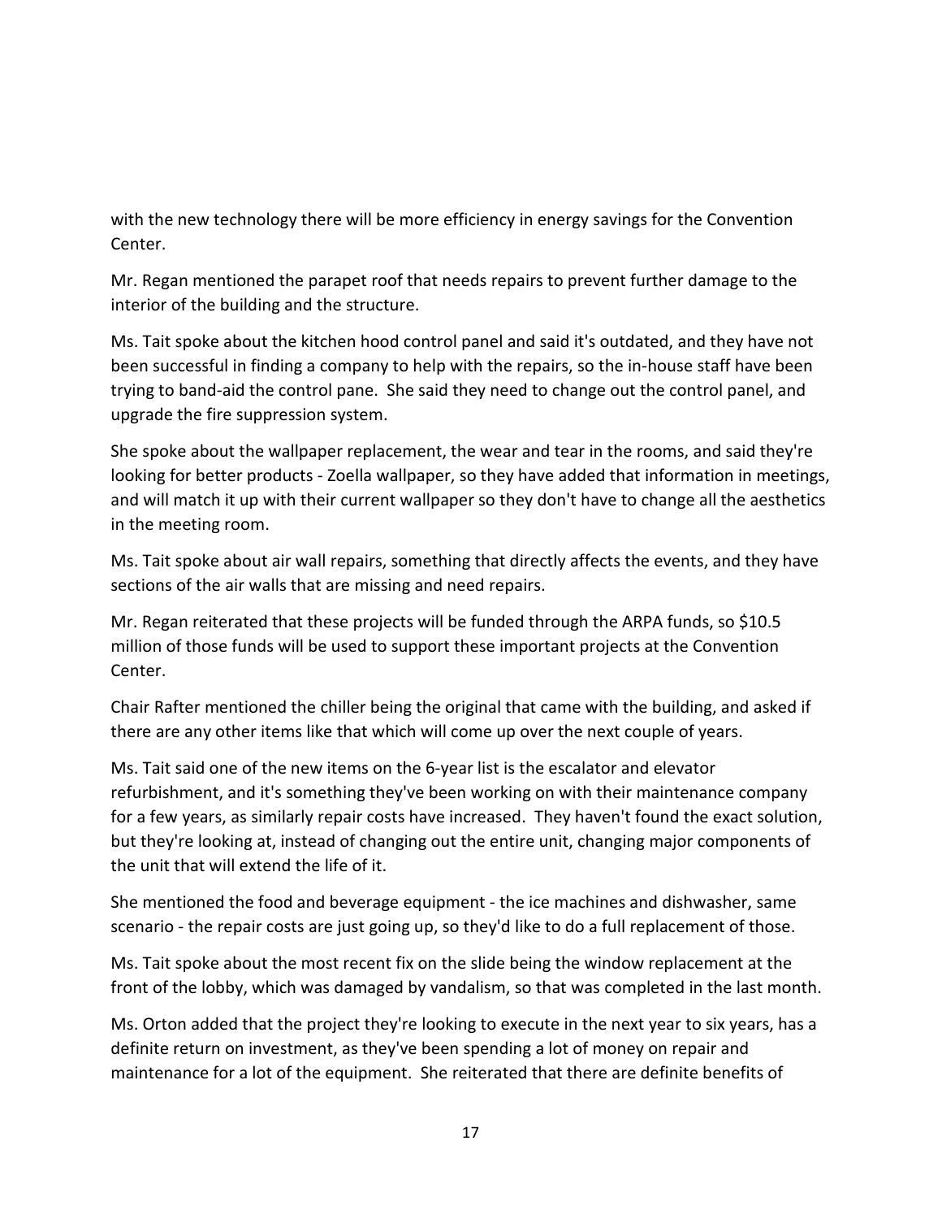with the new technology there will be more efficiency in energy savings for the Convention Center.

Mr. Regan mentioned the parapet roof that needs repairs to prevent further damage to the interior of the building and the structure.

Ms. Tait spoke about the kitchen hood control panel and said it's outdated, and they have not been successful in finding a company to help with the repairs, so the in-house staff have been trying to band-aid the control pane. She said they need to change out the control panel, and upgrade the fire suppression system.

She spoke about the wallpaper replacement, the wear and tear in the rooms, and said they're looking for better products - Zoella wallpaper, so they have added that information in meetings, and will match it up with their current wallpaper so they don't have to change all the aesthetics in the meeting room.

Ms. Tait spoke about air wall repairs, something that directly affects the events, and they have sections of the air walls that are missing and need repairs.

Mr. Regan reiterated that these projects will be funded through the ARPA funds, so $10.5 million of those funds will be used to support these important projects at the Convention Center.

Chair Rafter mentioned the chiller being the original that came with the building, and asked if there are any other items like that which will come up over the next couple of years.

Ms. Tait said one of the new items on the 6-year list is the escalator and elevator refurbishment, and it's something they've been working on with their maintenance company for a few years, as similarly repair costs have increased. They haven't found the exact solution, but they're looking at, instead of changing out the entire unit, changing major components of the unit that will extend the life of it.

She mentioned the food and beverage equipment - the ice machines and dishwasher, same scenario - the repair costs are just going up, so they'd like to do a full replacement of those.

Ms. Tait spoke about the most recent fix on the slide being the window replacement at the front of the lobby, which was damaged by vandalism, so that was completed in the last month.

Ms. Orton added that the project they're looking to execute in the next year to six years, has a definite return on investment, as they've been spending a lot of money on repair and maintenance for a lot of the equipment. She reiterated that there are definite benefits of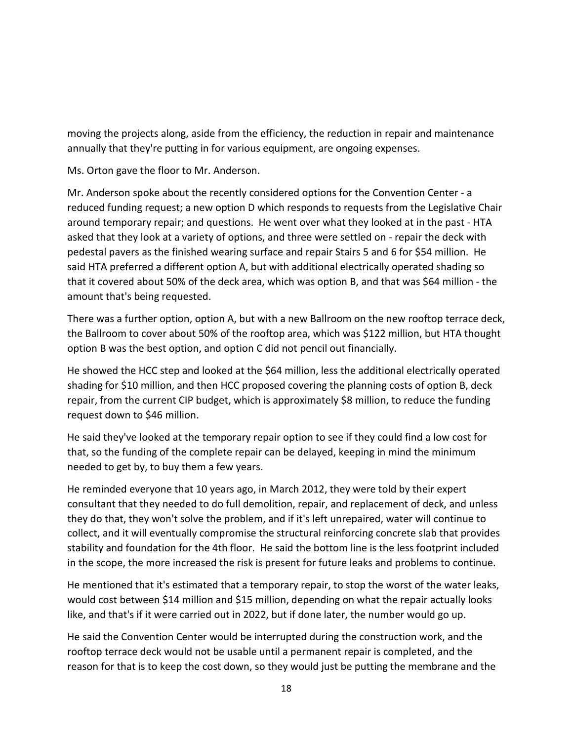moving the projects along, aside from the efficiency, the reduction in repair and maintenance annually that they're putting in for various equipment, are ongoing expenses.

Ms. Orton gave the floor to Mr. Anderson.

Mr. Anderson spoke about the recently considered options for the Convention Center - a reduced funding request; a new option D which responds to requests from the Legislative Chair around temporary repair; and questions. He went over what they looked at in the past - HTA asked that they look at a variety of options, and three were settled on - repair the deck with pedestal pavers as the finished wearing surface and repair Stairs 5 and 6 for $54 million. He said HTA preferred a different option A, but with additional electrically operated shading so that it covered about 50% of the deck area, which was option B, and that was $64 million - the amount that's being requested.

There was a further option, option A, but with a new Ballroom on the new rooftop terrace deck, the Ballroom to cover about 50% of the rooftop area, which was $122 million, but HTA thought option B was the best option, and option C did not pencil out financially.

He showed the HCC step and looked at the $64 million, less the additional electrically operated shading for $10 million, and then HCC proposed covering the planning costs of option B, deck repair, from the current CIP budget, which is approximately $8 million, to reduce the funding request down to $46 million.

He said they've looked at the temporary repair option to see if they could find a low cost for that, so the funding of the complete repair can be delayed, keeping in mind the minimum needed to get by, to buy them a few years.

He reminded everyone that 10 years ago, in March 2012, they were told by their expert consultant that they needed to do full demolition, repair, and replacement of deck, and unless they do that, they won't solve the problem, and if it's left unrepaired, water will continue to collect, and it will eventually compromise the structural reinforcing concrete slab that provides stability and foundation for the 4th floor. He said the bottom line is the less footprint included in the scope, the more increased the risk is present for future leaks and problems to continue.

He mentioned that it's estimated that a temporary repair, to stop the worst of the water leaks, would cost between $14 million and $15 million, depending on what the repair actually looks like, and that's if it were carried out in 2022, but if done later, the number would go up.

He said the Convention Center would be interrupted during the construction work, and the rooftop terrace deck would not be usable until a permanent repair is completed, and the reason for that is to keep the cost down, so they would just be putting the membrane and the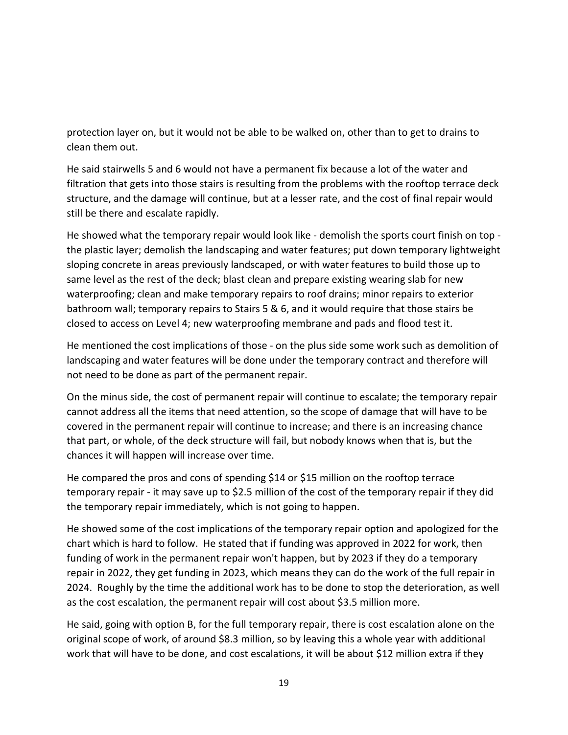protection layer on, but it would not be able to be walked on, other than to get to drains to clean them out.

He said stairwells 5 and 6 would not have a permanent fix because a lot of the water and filtration that gets into those stairs is resulting from the problems with the rooftop terrace deck structure, and the damage will continue, but at a lesser rate, and the cost of final repair would still be there and escalate rapidly.

He showed what the temporary repair would look like - demolish the sports court finish on top - the plastic layer; demolish the landscaping and water features; put down temporary lightweight sloping concrete in areas previously landscaped, or with water features to build those up to same level as the rest of the deck; blast clean and prepare existing wearing slab for new waterproofing; clean and make temporary repairs to roof drains; minor repairs to exterior bathroom wall; temporary repairs to Stairs 5 & 6, and it would require that those stairs be closed to access on Level 4; new waterproofing membrane and pads and flood test it.

He mentioned the cost implications of those - on the plus side some work such as demolition of landscaping and water features will be done under the temporary contract and therefore will not need to be done as part of the permanent repair.

On the minus side, the cost of permanent repair will continue to escalate; the temporary repair cannot address all the items that need attention, so the scope of damage that will have to be covered in the permanent repair will continue to increase; and there is an increasing chance that part, or whole, of the deck structure will fail, but nobody knows when that is, but the chances it will happen will increase over time.

He compared the pros and cons of spending $14 or $15 million on the rooftop terrace temporary repair - it may save up to $2.5 million of the cost of the temporary repair if they did the temporary repair immediately, which is not going to happen.

He showed some of the cost implications of the temporary repair option and apologized for the chart which is hard to follow. He stated that if funding was approved in 2022 for work, then funding of work in the permanent repair won't happen, but by 2023 if they do a temporary repair in 2022, they get funding in 2023, which means they can do the work of the full repair in 2024. Roughly by the time the additional work has to be done to stop the deterioration, as well as the cost escalation, the permanent repair will cost about $3.5 million more.

He said, going with option B, for the full temporary repair, there is cost escalation alone on the original scope of work, of around $8.3 million, so by leaving this a whole year with additional work that will have to be done, and cost escalations, it will be about $12 million extra if they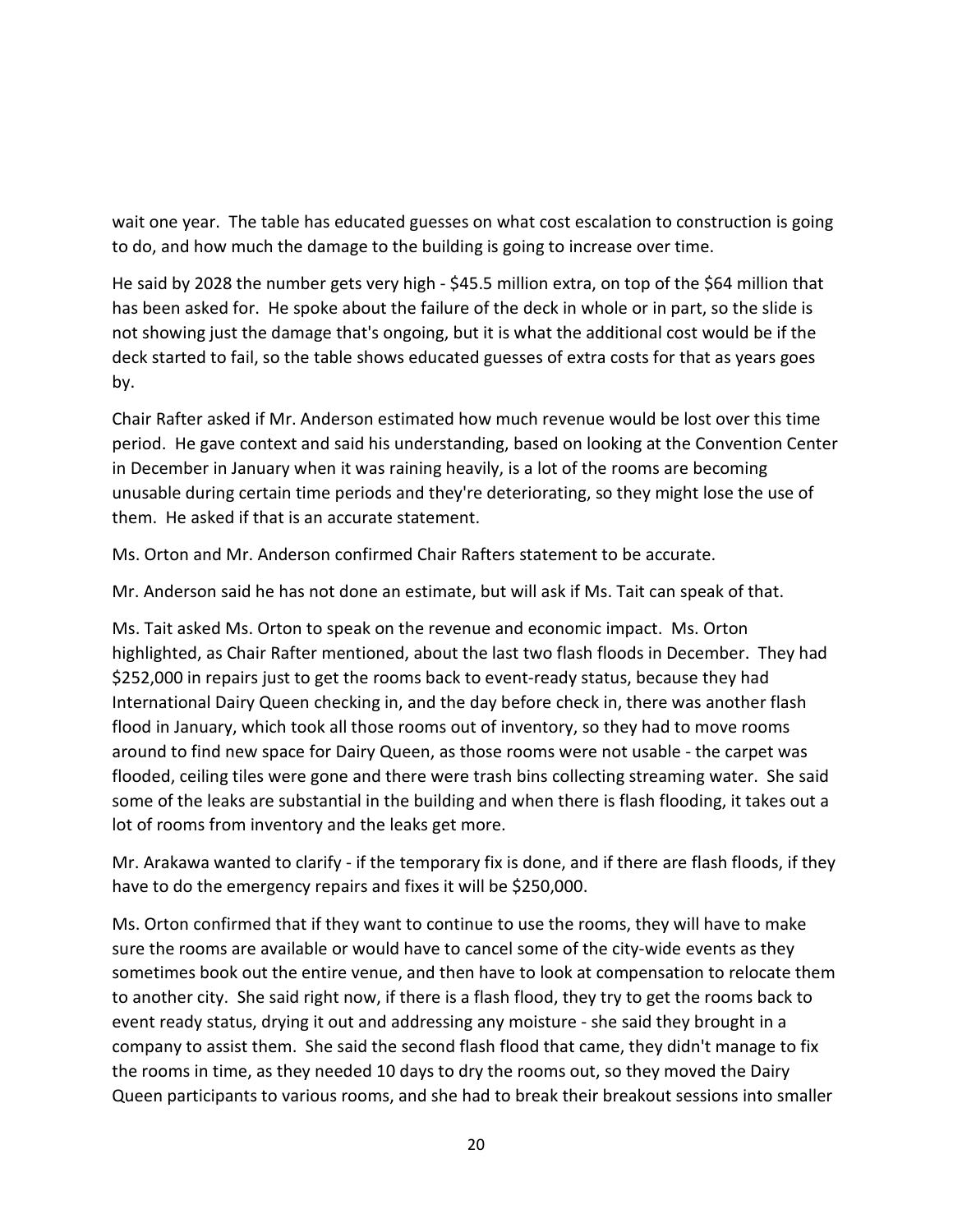wait one year. The table has educated guesses on what cost escalation to construction is going to do, and how much the damage to the building is going to increase over time.

He said by 2028 the number gets very high - $45.5 million extra, on top of the $64 million that has been asked for. He spoke about the failure of the deck in whole or in part, so the slide is not showing just the damage that's ongoing, but it is what the additional cost would be if the deck started to fail, so the table shows educated guesses of extra costs for that as years goes by.

Chair Rafter asked if Mr. Anderson estimated how much revenue would be lost over this time period. He gave context and said his understanding, based on looking at the Convention Center in December in January when it was raining heavily, is a lot of the rooms are becoming unusable during certain time periods and they're deteriorating, so they might lose the use of them. He asked if that is an accurate statement.

Ms. Orton and Mr. Anderson confirmed Chair Rafters statement to be accurate.

Mr. Anderson said he has not done an estimate, but will ask if Ms. Tait can speak of that.

Ms. Tait asked Ms. Orton to speak on the revenue and economic impact. Ms. Orton highlighted, as Chair Rafter mentioned, about the last two flash floods in December. They had $252,000 in repairs just to get the rooms back to event-ready status, because they had International Dairy Queen checking in, and the day before check in, there was another flash flood in January, which took all those rooms out of inventory, so they had to move rooms around to find new space for Dairy Queen, as those rooms were not usable - the carpet was flooded, ceiling tiles were gone and there were trash bins collecting streaming water. She said some of the leaks are substantial in the building and when there is flash flooding, it takes out a lot of rooms from inventory and the leaks get more.

Mr. Arakawa wanted to clarify - if the temporary fix is done, and if there are flash floods, if they have to do the emergency repairs and fixes it will be $250,000.

Ms. Orton confirmed that if they want to continue to use the rooms, they will have to make sure the rooms are available or would have to cancel some of the city-wide events as they sometimes book out the entire venue, and then have to look at compensation to relocate them to another city. She said right now, if there is a flash flood, they try to get the rooms back to event ready status, drying it out and addressing any moisture - she said they brought in a company to assist them. She said the second flash flood that came, they didn't manage to fix the rooms in time, as they needed 10 days to dry the rooms out, so they moved the Dairy Queen participants to various rooms, and she had to break their breakout sessions into smaller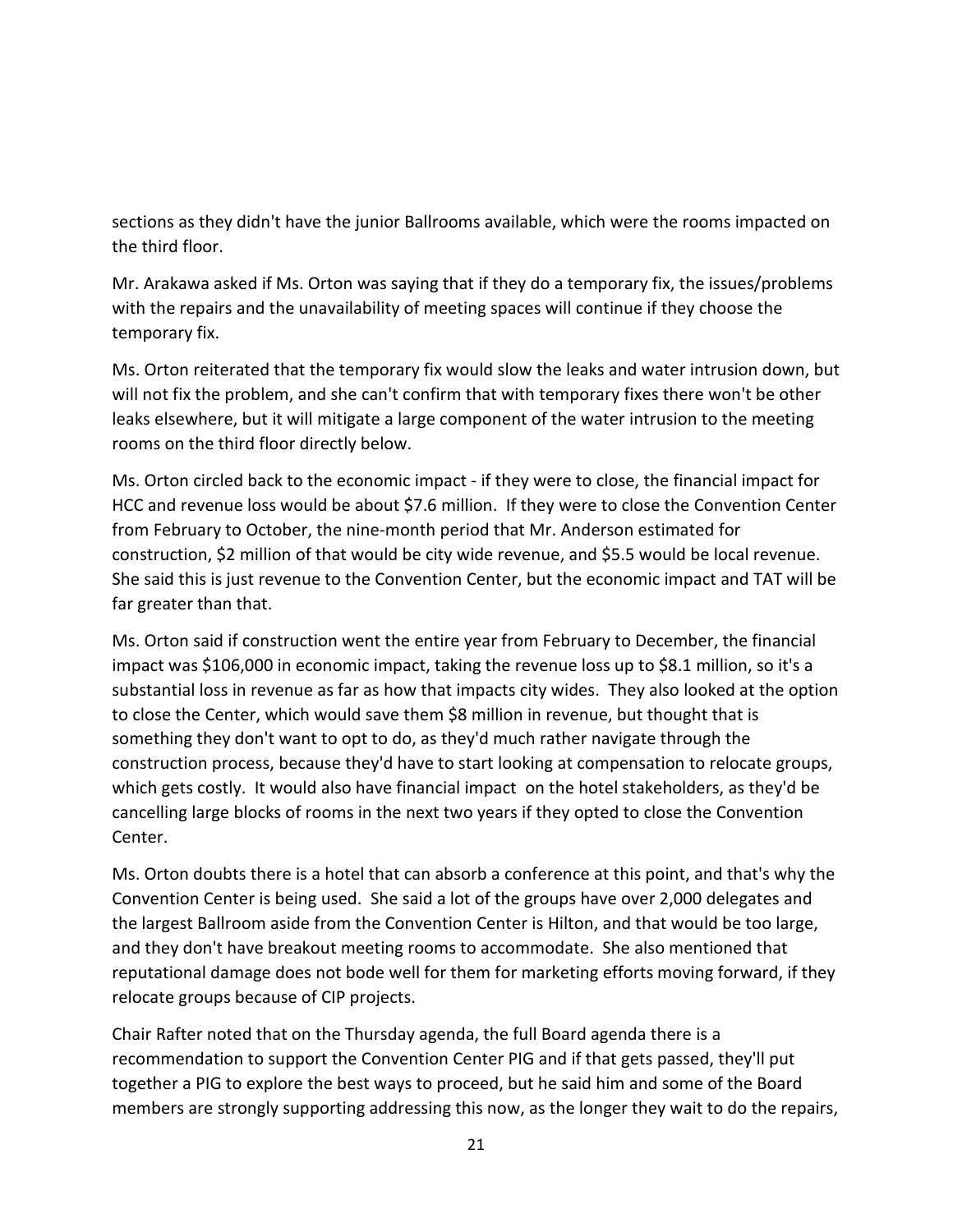sections as they didn't have the junior Ballrooms available, which were the rooms impacted on the third floor.

Mr. Arakawa asked if Ms. Orton was saying that if they do a temporary fix, the issues/problems with the repairs and the unavailability of meeting spaces will continue if they choose the temporary fix.

Ms. Orton reiterated that the temporary fix would slow the leaks and water intrusion down, but will not fix the problem, and she can't confirm that with temporary fixes there won't be other leaks elsewhere, but it will mitigate a large component of the water intrusion to the meeting rooms on the third floor directly below.

Ms. Orton circled back to the economic impact - if they were to close, the financial impact for HCC and revenue loss would be about $7.6 million. If they were to close the Convention Center from February to October, the nine-month period that Mr. Anderson estimated for construction, $2 million of that would be city wide revenue, and $5.5 would be local revenue. She said this is just revenue to the Convention Center, but the economic impact and TAT will be far greater than that.

Ms. Orton said if construction went the entire year from February to December, the financial impact was $106,000 in economic impact, taking the revenue loss up to $8.1 million, so it's a substantial loss in revenue as far as how that impacts city wides. They also looked at the option to close the Center, which would save them $8 million in revenue, but thought that is something they don't want to opt to do, as they'd much rather navigate through the construction process, because they'd have to start looking at compensation to relocate groups, which gets costly. It would also have financial impact on the hotel stakeholders, as they'd be cancelling large blocks of rooms in the next two years if they opted to close the Convention Center.

Ms. Orton doubts there is a hotel that can absorb a conference at this point, and that's why the Convention Center is being used. She said a lot of the groups have over 2,000 delegates and the largest Ballroom aside from the Convention Center is Hilton, and that would be too large, and they don't have breakout meeting rooms to accommodate. She also mentioned that reputational damage does not bode well for them for marketing efforts moving forward, if they relocate groups because of CIP projects.

Chair Rafter noted that on the Thursday agenda, the full Board agenda there is a recommendation to support the Convention Center PIG and if that gets passed, they'll put together a PIG to explore the best ways to proceed, but he said him and some of the Board members are strongly supporting addressing this now, as the longer they wait to do the repairs,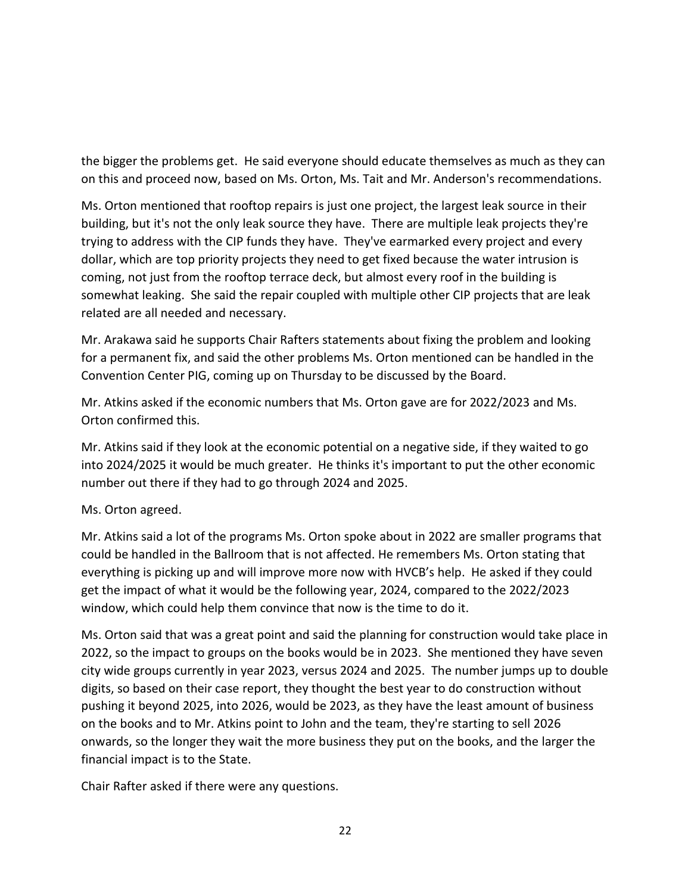the bigger the problems get. He said everyone should educate themselves as much as they can on this and proceed now, based on Ms. Orton, Ms. Tait and Mr. Anderson's recommendations.

Ms. Orton mentioned that rooftop repairs is just one project, the largest leak source in their building, but it's not the only leak source they have. There are multiple leak projects they're trying to address with the CIP funds they have. They've earmarked every project and every dollar, which are top priority projects they need to get fixed because the water intrusion is coming, not just from the rooftop terrace deck, but almost every roof in the building is somewhat leaking. She said the repair coupled with multiple other CIP projects that are leak related are all needed and necessary.

Mr. Arakawa said he supports Chair Rafters statements about fixing the problem and looking for a permanent fix, and said the other problems Ms. Orton mentioned can be handled in the Convention Center PIG, coming up on Thursday to be discussed by the Board.

Mr. Atkins asked if the economic numbers that Ms. Orton gave are for 2022/2023 and Ms. Orton confirmed this.

Mr. Atkins said if they look at the economic potential on a negative side, if they waited to go into 2024/2025 it would be much greater. He thinks it's important to put the other economic number out there if they had to go through 2024 and 2025.

Ms. Orton agreed.

Mr. Atkins said a lot of the programs Ms. Orton spoke about in 2022 are smaller programs that could be handled in the Ballroom that is not affected. He remembers Ms. Orton stating that everything is picking up and will improve more now with HVCB's help. He asked if they could get the impact of what it would be the following year, 2024, compared to the 2022/2023 window, which could help them convince that now is the time to do it.

Ms. Orton said that was a great point and said the planning for construction would take place in 2022, so the impact to groups on the books would be in 2023. She mentioned they have seven city wide groups currently in year 2023, versus 2024 and 2025. The number jumps up to double digits, so based on their case report, they thought the best year to do construction without pushing it beyond 2025, into 2026, would be 2023, as they have the least amount of business on the books and to Mr. Atkins point to John and the team, they're starting to sell 2026 onwards, so the longer they wait the more business they put on the books, and the larger the financial impact is to the State.

Chair Rafter asked if there were any questions.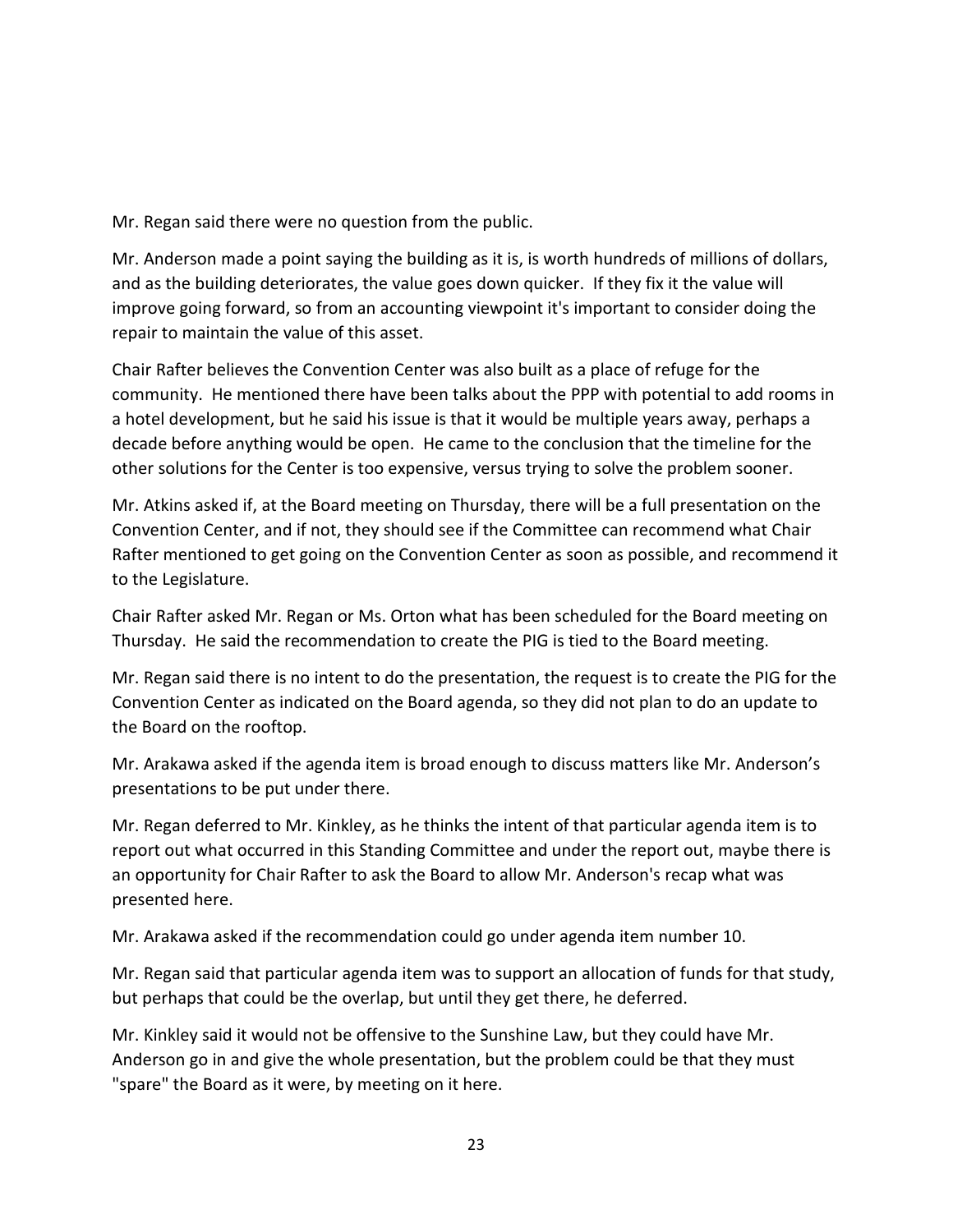Mr. Regan said there were no question from the public.

Mr. Anderson made a point saying the building as it is, is worth hundreds of millions of dollars, and as the building deteriorates, the value goes down quicker. If they fix it the value will improve going forward, so from an accounting viewpoint it's important to consider doing the repair to maintain the value of this asset.

Chair Rafter believes the Convention Center was also built as a place of refuge for the community. He mentioned there have been talks about the PPP with potential to add rooms in a hotel development, but he said his issue is that it would be multiple years away, perhaps a decade before anything would be open. He came to the conclusion that the timeline for the other solutions for the Center is too expensive, versus trying to solve the problem sooner.

Mr. Atkins asked if, at the Board meeting on Thursday, there will be a full presentation on the Convention Center, and if not, they should see if the Committee can recommend what Chair Rafter mentioned to get going on the Convention Center as soon as possible, and recommend it to the Legislature.

Chair Rafter asked Mr. Regan or Ms. Orton what has been scheduled for the Board meeting on Thursday. He said the recommendation to create the PIG is tied to the Board meeting.

Mr. Regan said there is no intent to do the presentation, the request is to create the PIG for the Convention Center as indicated on the Board agenda, so they did not plan to do an update to the Board on the rooftop.

Mr. Arakawa asked if the agenda item is broad enough to discuss matters like Mr. Anderson's presentations to be put under there.

Mr. Regan deferred to Mr. Kinkley, as he thinks the intent of that particular agenda item is to report out what occurred in this Standing Committee and under the report out, maybe there is an opportunity for Chair Rafter to ask the Board to allow Mr. Anderson's recap what was presented here.

Mr. Arakawa asked if the recommendation could go under agenda item number 10.

Mr. Regan said that particular agenda item was to support an allocation of funds for that study, but perhaps that could be the overlap, but until they get there, he deferred.

Mr. Kinkley said it would not be offensive to the Sunshine Law, but they could have Mr. Anderson go in and give the whole presentation, but the problem could be that they must "spare" the Board as it were, by meeting on it here.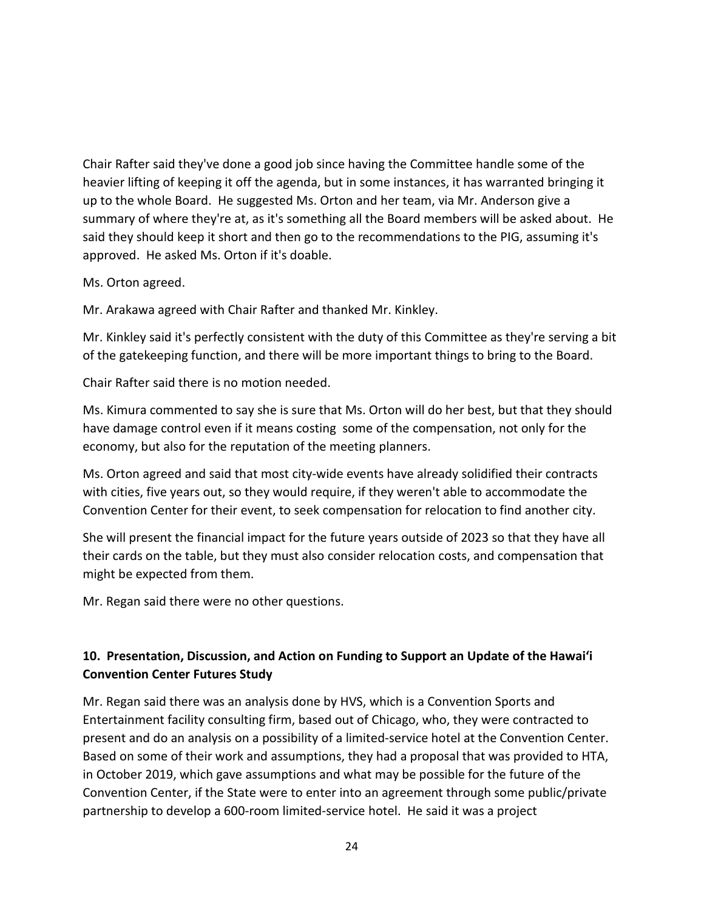Chair Rafter said they've done a good job since having the Committee handle some of the heavier lifting of keeping it off the agenda, but in some instances, it has warranted bringing it up to the whole Board. He suggested Ms. Orton and her team, via Mr. Anderson give a summary of where they're at, as it's something all the Board members will be asked about. He said they should keep it short and then go to the recommendations to the PIG, assuming it's approved. He asked Ms. Orton if it's doable.

Ms. Orton agreed.

Mr. Arakawa agreed with Chair Rafter and thanked Mr. Kinkley.

Mr. Kinkley said it's perfectly consistent with the duty of this Committee as they're serving a bit of the gatekeeping function, and there will be more important things to bring to the Board.

Chair Rafter said there is no motion needed.

Ms. Kimura commented to say she is sure that Ms. Orton will do her best, but that they should have damage control even if it means costing some of the compensation, not only for the economy, but also for the reputation of the meeting planners.

Ms. Orton agreed and said that most city-wide events have already solidified their contracts with cities, five years out, so they would require, if they weren't able to accommodate the Convention Center for their event, to seek compensation for relocation to find another city.

She will present the financial impact for the future years outside of 2023 so that they have all their cards on the table, but they must also consider relocation costs, and compensation that might be expected from them.

Mr. Regan said there were no other questions.

## 10. Presentation, Discussion, and Action on Funding to Support an Update of the Hawaiʻi Convention Center Futures Study

Mr. Regan said there was an analysis done by HVS, which is a Convention Sports and Entertainment facility consulting firm, based out of Chicago, who, they were contracted to present and do an analysis on a possibility of a limited-service hotel at the Convention Center. Based on some of their work and assumptions, they had a proposal that was provided to HTA, in October 2019, which gave assumptions and what may be possible for the future of the Convention Center, if the State were to enter into an agreement through some public/private partnership to develop a 600-room limited-service hotel. He said it was a project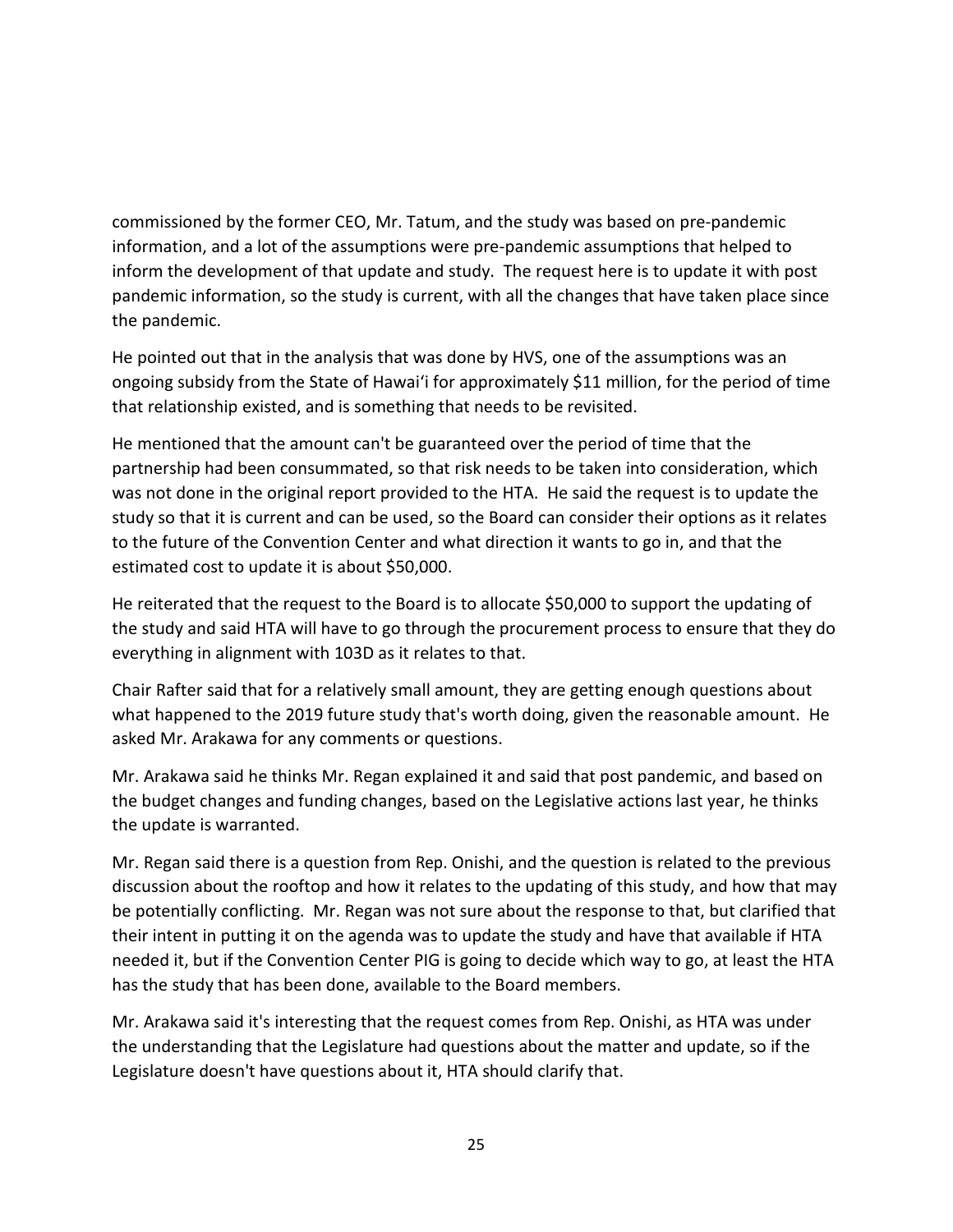commissioned by the former CEO, Mr. Tatum, and the study was based on pre-pandemic information, and a lot of the assumptions were pre-pandemic assumptions that helped to inform the development of that update and study. The request here is to update it with post pandemic information, so the study is current, with all the changes that have taken place since the pandemic.

He pointed out that in the analysis that was done by HVS, one of the assumptions was an ongoing subsidy from the State of Hawaiʻi for approximately $11 million, for the period of time that relationship existed, and is something that needs to be revisited.

He mentioned that the amount can't be guaranteed over the period of time that the partnership had been consummated, so that risk needs to be taken into consideration, which was not done in the original report provided to the HTA. He said the request is to update the study so that it is current and can be used, so the Board can consider their options as it relates to the future of the Convention Center and what direction it wants to go in, and that the estimated cost to update it is about $50,000.

He reiterated that the request to the Board is to allocate $50,000 to support the updating of the study and said HTA will have to go through the procurement process to ensure that they do everything in alignment with 103D as it relates to that.

Chair Rafter said that for a relatively small amount, they are getting enough questions about what happened to the 2019 future study that's worth doing, given the reasonable amount. He asked Mr. Arakawa for any comments or questions.

Mr. Arakawa said he thinks Mr. Regan explained it and said that post pandemic, and based on the budget changes and funding changes, based on the Legislative actions last year, he thinks the update is warranted.

Mr. Regan said there is a question from Rep. Onishi, and the question is related to the previous discussion about the rooftop and how it relates to the updating of this study, and how that may be potentially conflicting. Mr. Regan was not sure about the response to that, but clarified that their intent in putting it on the agenda was to update the study and have that available if HTA needed it, but if the Convention Center PIG is going to decide which way to go, at least the HTA has the study that has been done, available to the Board members.

Mr. Arakawa said it's interesting that the request comes from Rep. Onishi, as HTA was under the understanding that the Legislature had questions about the matter and update, so if the Legislature doesn't have questions about it, HTA should clarify that.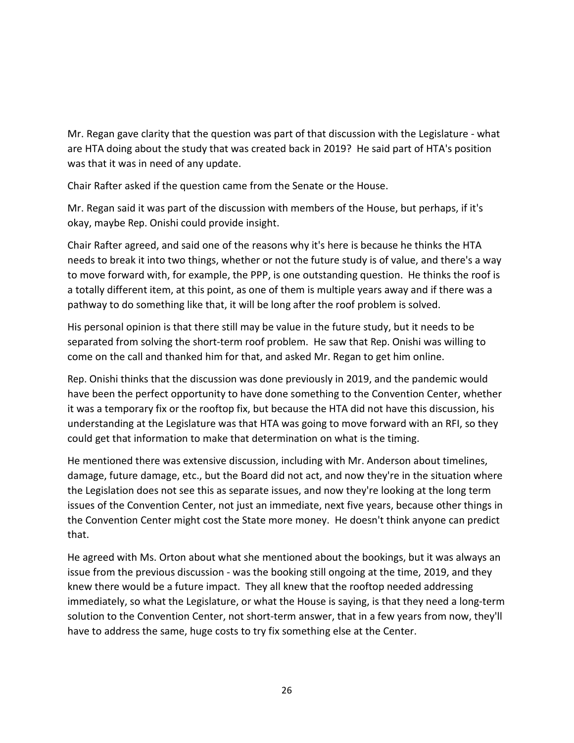Mr. Regan gave clarity that the question was part of that discussion with the Legislature - what are HTA doing about the study that was created back in 2019? He said part of HTA's position was that it was in need of any update.

Chair Rafter asked if the question came from the Senate or the House.

Mr. Regan said it was part of the discussion with members of the House, but perhaps, if it's okay, maybe Rep. Onishi could provide insight.

Chair Rafter agreed, and said one of the reasons why it's here is because he thinks the HTA needs to break it into two things, whether or not the future study is of value, and there's a way to move forward with, for example, the PPP, is one outstanding question. He thinks the roof is a totally different item, at this point, as one of them is multiple years away and if there was a pathway to do something like that, it will be long after the roof problem is solved.

His personal opinion is that there still may be value in the future study, but it needs to be separated from solving the short-term roof problem. He saw that Rep. Onishi was willing to come on the call and thanked him for that, and asked Mr. Regan to get him online.

Rep. Onishi thinks that the discussion was done previously in 2019, and the pandemic would have been the perfect opportunity to have done something to the Convention Center, whether it was a temporary fix or the rooftop fix, but because the HTA did not have this discussion, his understanding at the Legislature was that HTA was going to move forward with an RFI, so they could get that information to make that determination on what is the timing.

He mentioned there was extensive discussion, including with Mr. Anderson about timelines, damage, future damage, etc., but the Board did not act, and now they're in the situation where the Legislation does not see this as separate issues, and now they're looking at the long term issues of the Convention Center, not just an immediate, next five years, because other things in the Convention Center might cost the State more money. He doesn't think anyone can predict that.

He agreed with Ms. Orton about what she mentioned about the bookings, but it was always an issue from the previous discussion - was the booking still ongoing at the time, 2019, and they knew there would be a future impact. They all knew that the rooftop needed addressing immediately, so what the Legislature, or what the House is saying, is that they need a long-term solution to the Convention Center, not short-term answer, that in a few years from now, they'll have to address the same, huge costs to try fix something else at the Center.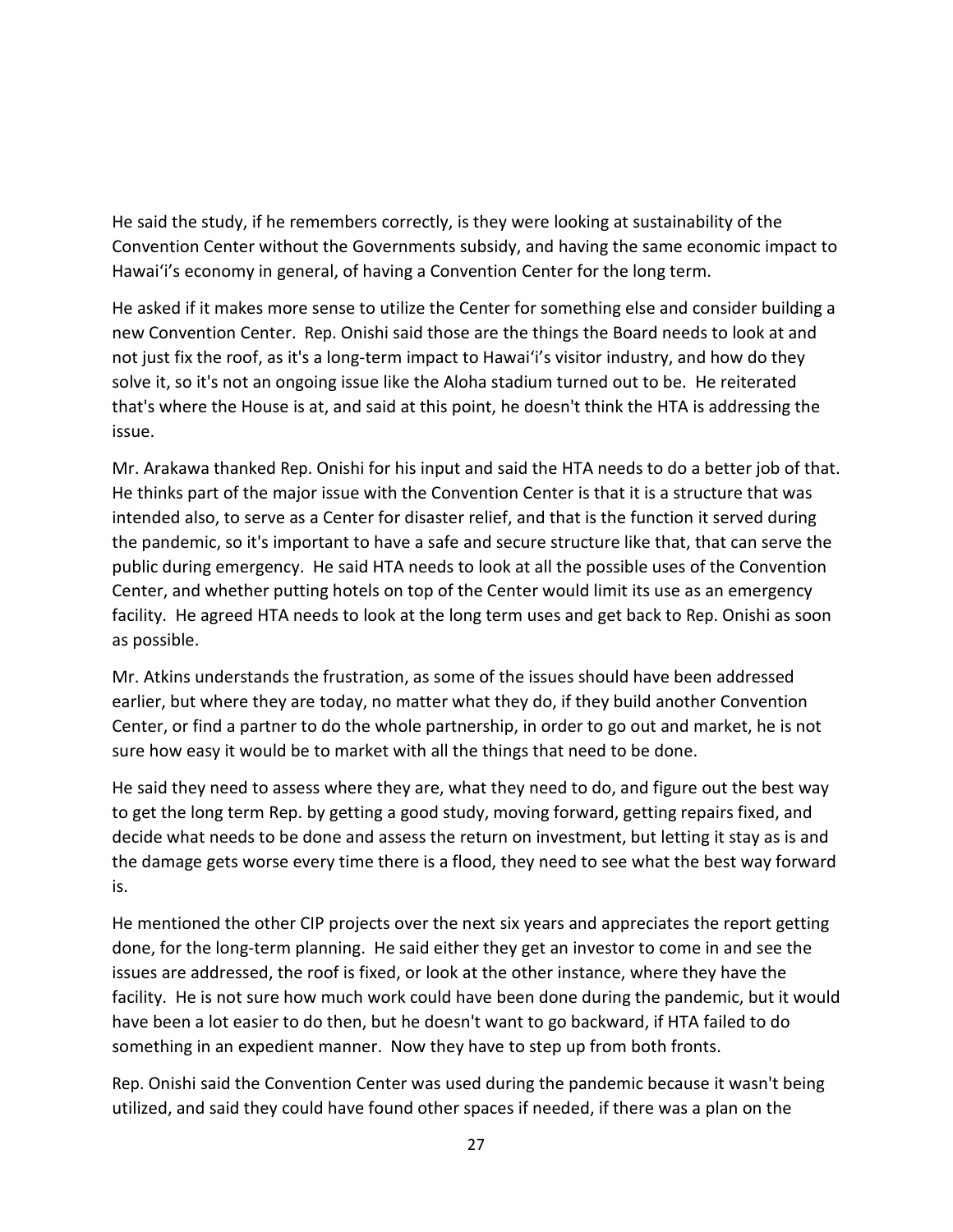He said the study, if he remembers correctly, is they were looking at sustainability of the Convention Center without the Governments subsidy, and having the same economic impact to Hawaiʻi's economy in general, of having a Convention Center for the long term.

He asked if it makes more sense to utilize the Center for something else and consider building a new Convention Center. Rep. Onishi said those are the things the Board needs to look at and not just fix the roof, as it's a long-term impact to Hawaiʻi's visitor industry, and how do they solve it, so it's not an ongoing issue like the Aloha stadium turned out to be. He reiterated that's where the House is at, and said at this point, he doesn't think the HTA is addressing the issue.

Mr. Arakawa thanked Rep. Onishi for his input and said the HTA needs to do a better job of that. He thinks part of the major issue with the Convention Center is that it is a structure that was intended also, to serve as a Center for disaster relief, and that is the function it served during the pandemic, so it's important to have a safe and secure structure like that, that can serve the public during emergency. He said HTA needs to look at all the possible uses of the Convention Center, and whether putting hotels on top of the Center would limit its use as an emergency facility. He agreed HTA needs to look at the long term uses and get back to Rep. Onishi as soon as possible.

Mr. Atkins understands the frustration, as some of the issues should have been addressed earlier, but where they are today, no matter what they do, if they build another Convention Center, or find a partner to do the whole partnership, in order to go out and market, he is not sure how easy it would be to market with all the things that need to be done.

He said they need to assess where they are, what they need to do, and figure out the best way to get the long term Rep. by getting a good study, moving forward, getting repairs fixed, and decide what needs to be done and assess the return on investment, but letting it stay as is and the damage gets worse every time there is a flood, they need to see what the best way forward is.

He mentioned the other CIP projects over the next six years and appreciates the report getting done, for the long-term planning. He said either they get an investor to come in and see the issues are addressed, the roof is fixed, or look at the other instance, where they have the facility. He is not sure how much work could have been done during the pandemic, but it would have been a lot easier to do then, but he doesn't want to go backward, if HTA failed to do something in an expedient manner. Now they have to step up from both fronts.

Rep. Onishi said the Convention Center was used during the pandemic because it wasn't being utilized, and said they could have found other spaces if needed, if there was a plan on the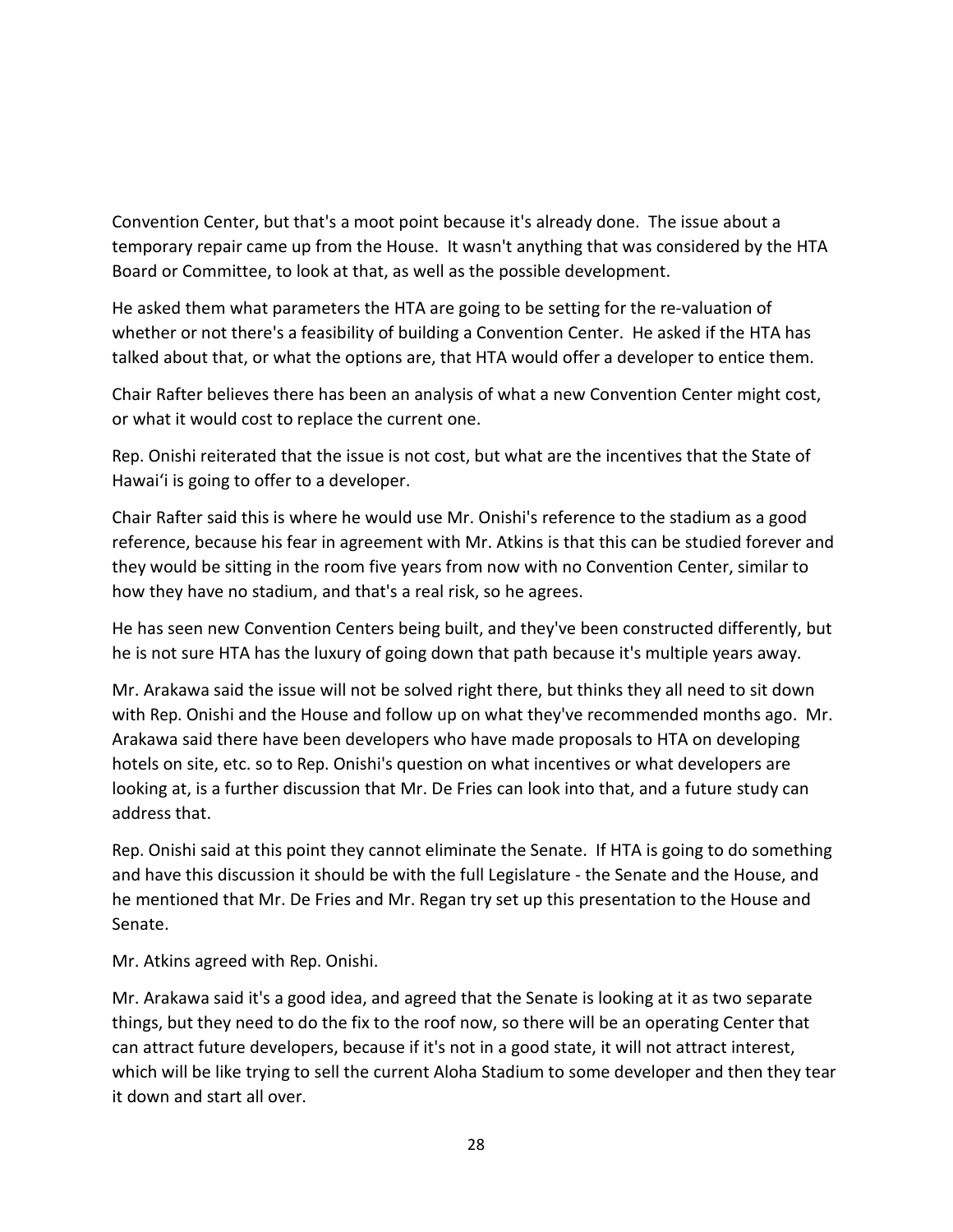Convention Center, but that's a moot point because it's already done. The issue about a temporary repair came up from the House. It wasn't anything that was considered by the HTA Board or Committee, to look at that, as well as the possible development.

He asked them what parameters the HTA are going to be setting for the re-valuation of whether or not there's a feasibility of building a Convention Center. He asked if the HTA has talked about that, or what the options are, that HTA would offer a developer to entice them.

Chair Rafter believes there has been an analysis of what a new Convention Center might cost, or what it would cost to replace the current one.

Rep. Onishi reiterated that the issue is not cost, but what are the incentives that the State of Hawaiʻi is going to offer to a developer.

Chair Rafter said this is where he would use Mr. Onishi's reference to the stadium as a good reference, because his fear in agreement with Mr. Atkins is that this can be studied forever and they would be sitting in the room five years from now with no Convention Center, similar to how they have no stadium, and that's a real risk, so he agrees.

He has seen new Convention Centers being built, and they've been constructed differently, but he is not sure HTA has the luxury of going down that path because it's multiple years away.

Mr. Arakawa said the issue will not be solved right there, but thinks they all need to sit down with Rep. Onishi and the House and follow up on what they've recommended months ago. Mr. Arakawa said there have been developers who have made proposals to HTA on developing hotels on site, etc. so to Rep. Onishi's question on what incentives or what developers are looking at, is a further discussion that Mr. De Fries can look into that, and a future study can address that.

Rep. Onishi said at this point they cannot eliminate the Senate. If HTA is going to do something and have this discussion it should be with the full Legislature - the Senate and the House, and he mentioned that Mr. De Fries and Mr. Regan try set up this presentation to the House and Senate.

Mr. Atkins agreed with Rep. Onishi.

Mr. Arakawa said it's a good idea, and agreed that the Senate is looking at it as two separate things, but they need to do the fix to the roof now, so there will be an operating Center that can attract future developers, because if it's not in a good state, it will not attract interest, which will be like trying to sell the current Aloha Stadium to some developer and then they tear it down and start all over.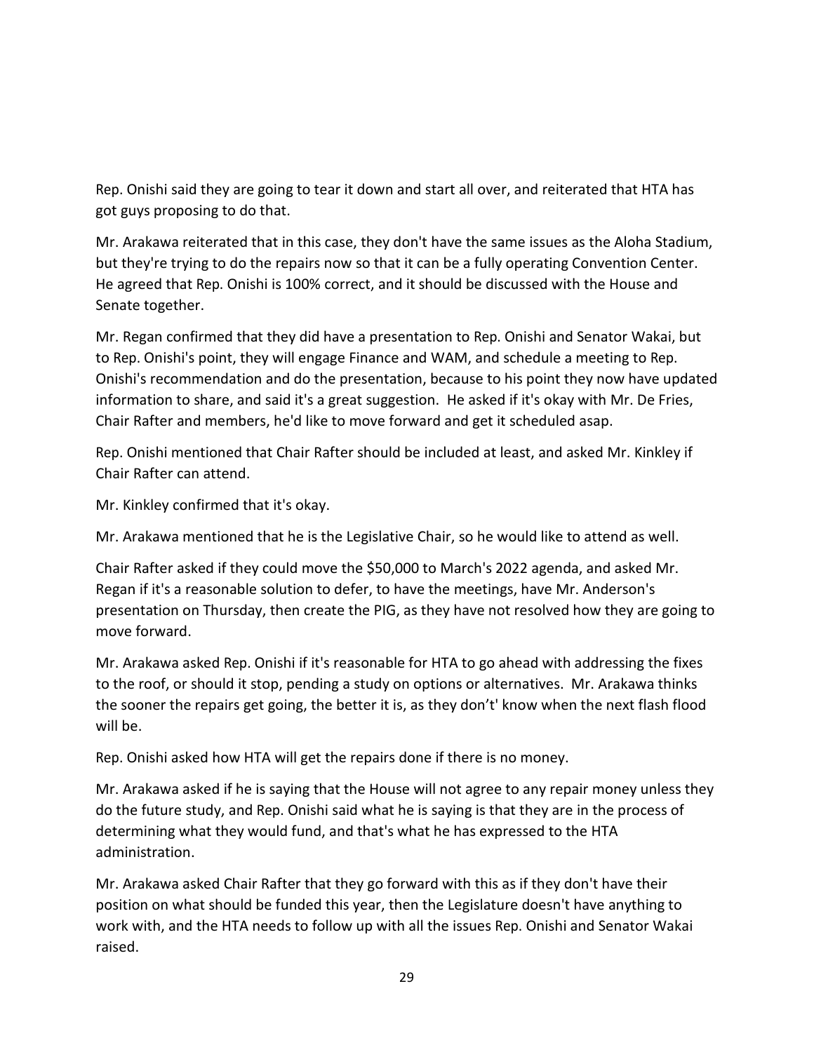Rep. Onishi said they are going to tear it down and start all over, and reiterated that HTA has got guys proposing to do that.

Mr. Arakawa reiterated that in this case, they don't have the same issues as the Aloha Stadium, but they're trying to do the repairs now so that it can be a fully operating Convention Center. He agreed that Rep. Onishi is 100% correct, and it should be discussed with the House and Senate together.

Mr. Regan confirmed that they did have a presentation to Rep. Onishi and Senator Wakai, but to Rep. Onishi's point, they will engage Finance and WAM, and schedule a meeting to Rep. Onishi's recommendation and do the presentation, because to his point they now have updated information to share, and said it's a great suggestion. He asked if it's okay with Mr. De Fries, Chair Rafter and members, he'd like to move forward and get it scheduled asap.

Rep. Onishi mentioned that Chair Rafter should be included at least, and asked Mr. Kinkley if Chair Rafter can attend.

Mr. Kinkley confirmed that it's okay.

Mr. Arakawa mentioned that he is the Legislative Chair, so he would like to attend as well.

Chair Rafter asked if they could move the $50,000 to March's 2022 agenda, and asked Mr. Regan if it's a reasonable solution to defer, to have the meetings, have Mr. Anderson's presentation on Thursday, then create the PIG, as they have not resolved how they are going to move forward.

Mr. Arakawa asked Rep. Onishi if it's reasonable for HTA to go ahead with addressing the fixes to the roof, or should it stop, pending a study on options or alternatives. Mr. Arakawa thinks the sooner the repairs get going, the better it is, as they don't' know when the next flash flood will be.

Rep. Onishi asked how HTA will get the repairs done if there is no money.

Mr. Arakawa asked if he is saying that the House will not agree to any repair money unless they do the future study, and Rep. Onishi said what he is saying is that they are in the process of determining what they would fund, and that's what he has expressed to the HTA administration.

Mr. Arakawa asked Chair Rafter that they go forward with this as if they don't have their position on what should be funded this year, then the Legislature doesn't have anything to work with, and the HTA needs to follow up with all the issues Rep. Onishi and Senator Wakai raised.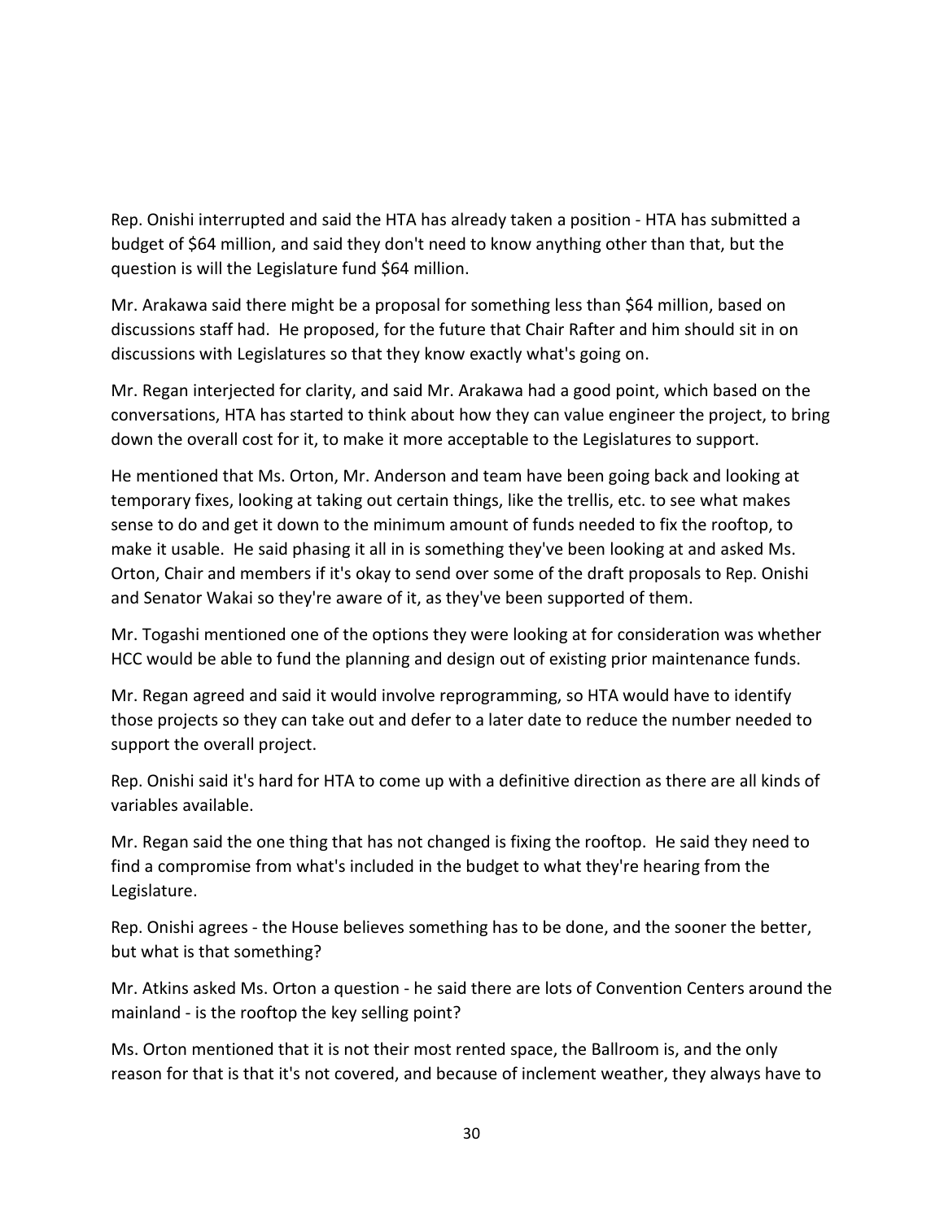Rep. Onishi interrupted and said the HTA has already taken a position - HTA has submitted a budget of $64 million, and said they don't need to know anything other than that, but the question is will the Legislature fund $64 million.

Mr. Arakawa said there might be a proposal for something less than $64 million, based on discussions staff had. He proposed, for the future that Chair Rafter and him should sit in on discussions with Legislatures so that they know exactly what's going on.

Mr. Regan interjected for clarity, and said Mr. Arakawa had a good point, which based on the conversations, HTA has started to think about how they can value engineer the project, to bring down the overall cost for it, to make it more acceptable to the Legislatures to support.

He mentioned that Ms. Orton, Mr. Anderson and team have been going back and looking at temporary fixes, looking at taking out certain things, like the trellis, etc. to see what makes sense to do and get it down to the minimum amount of funds needed to fix the rooftop, to make it usable. He said phasing it all in is something they've been looking at and asked Ms. Orton, Chair and members if it's okay to send over some of the draft proposals to Rep. Onishi and Senator Wakai so they're aware of it, as they've been supported of them.

Mr. Togashi mentioned one of the options they were looking at for consideration was whether HCC would be able to fund the planning and design out of existing prior maintenance funds.

Mr. Regan agreed and said it would involve reprogramming, so HTA would have to identify those projects so they can take out and defer to a later date to reduce the number needed to support the overall project.

Rep. Onishi said it's hard for HTA to come up with a definitive direction as there are all kinds of variables available.

Mr. Regan said the one thing that has not changed is fixing the rooftop. He said they need to find a compromise from what's included in the budget to what they're hearing from the Legislature.

Rep. Onishi agrees - the House believes something has to be done, and the sooner the better, but what is that something?

Mr. Atkins asked Ms. Orton a question - he said there are lots of Convention Centers around the mainland - is the rooftop the key selling point?

Ms. Orton mentioned that it is not their most rented space, the Ballroom is, and the only reason for that is that it's not covered, and because of inclement weather, they always have to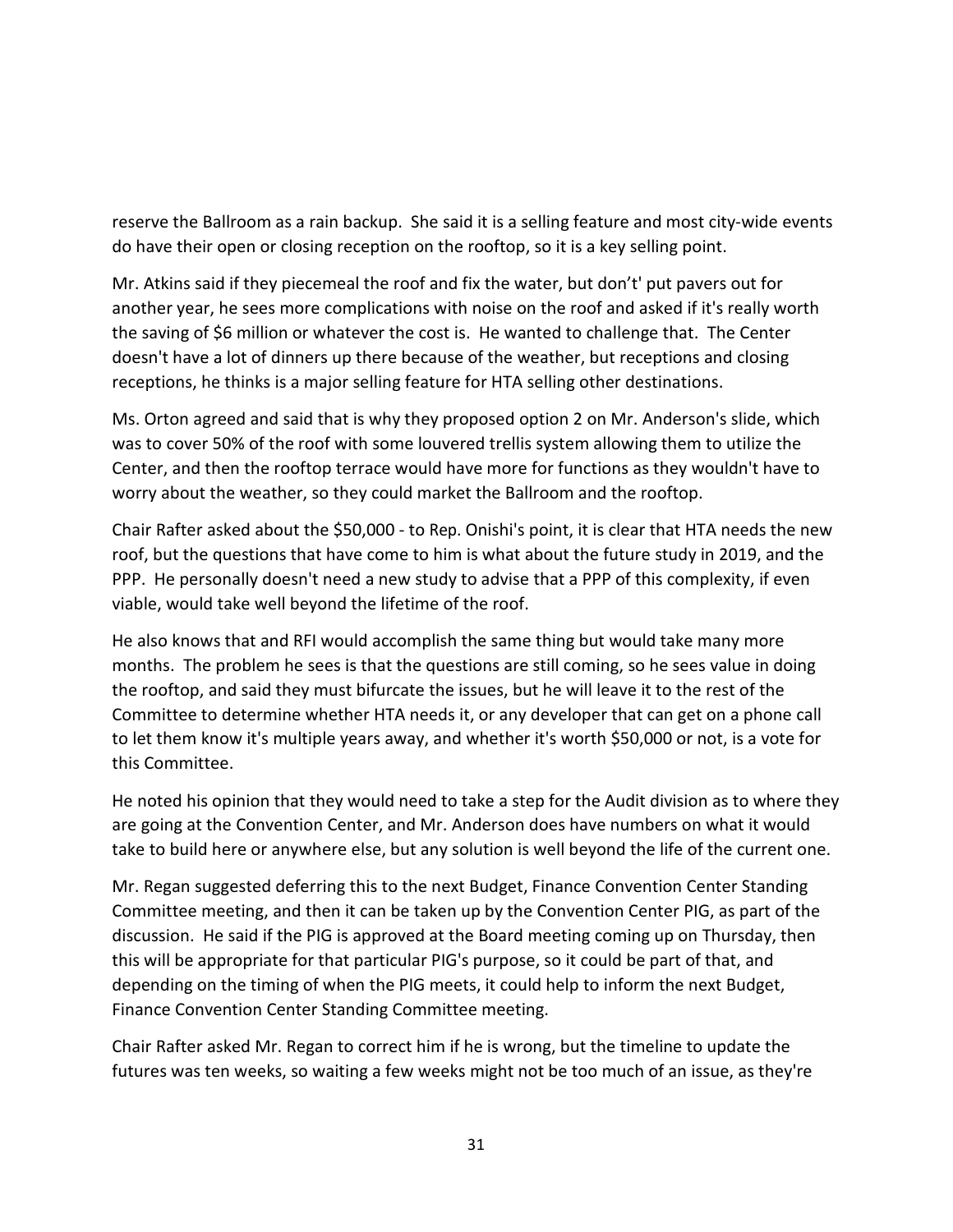reserve the Ballroom as a rain backup. She said it is a selling feature and most city-wide events do have their open or closing reception on the rooftop, so it is a key selling point.

Mr. Atkins said if they piecemeal the roof and fix the water, but don't' put pavers out for another year, he sees more complications with noise on the roof and asked if it's really worth the saving of $6 million or whatever the cost is. He wanted to challenge that. The Center doesn't have a lot of dinners up there because of the weather, but receptions and closing receptions, he thinks is a major selling feature for HTA selling other destinations.

Ms. Orton agreed and said that is why they proposed option 2 on Mr. Anderson's slide, which was to cover 50% of the roof with some louvered trellis system allowing them to utilize the Center, and then the rooftop terrace would have more for functions as they wouldn't have to worry about the weather, so they could market the Ballroom and the rooftop.

Chair Rafter asked about the $50,000 - to Rep. Onishi's point, it is clear that HTA needs the new roof, but the questions that have come to him is what about the future study in 2019, and the PPP. He personally doesn't need a new study to advise that a PPP of this complexity, if even viable, would take well beyond the lifetime of the roof.

He also knows that and RFI would accomplish the same thing but would take many more months. The problem he sees is that the questions are still coming, so he sees value in doing the rooftop, and said they must bifurcate the issues, but he will leave it to the rest of the Committee to determine whether HTA needs it, or any developer that can get on a phone call to let them know it's multiple years away, and whether it's worth $50,000 or not, is a vote for this Committee.

He noted his opinion that they would need to take a step for the Audit division as to where they are going at the Convention Center, and Mr. Anderson does have numbers on what it would take to build here or anywhere else, but any solution is well beyond the life of the current one.

Mr. Regan suggested deferring this to the next Budget, Finance Convention Center Standing Committee meeting, and then it can be taken up by the Convention Center PIG, as part of the discussion. He said if the PIG is approved at the Board meeting coming up on Thursday, then this will be appropriate for that particular PIG's purpose, so it could be part of that, and depending on the timing of when the PIG meets, it could help to inform the next Budget, Finance Convention Center Standing Committee meeting.

Chair Rafter asked Mr. Regan to correct him if he is wrong, but the timeline to update the futures was ten weeks, so waiting a few weeks might not be too much of an issue, as they're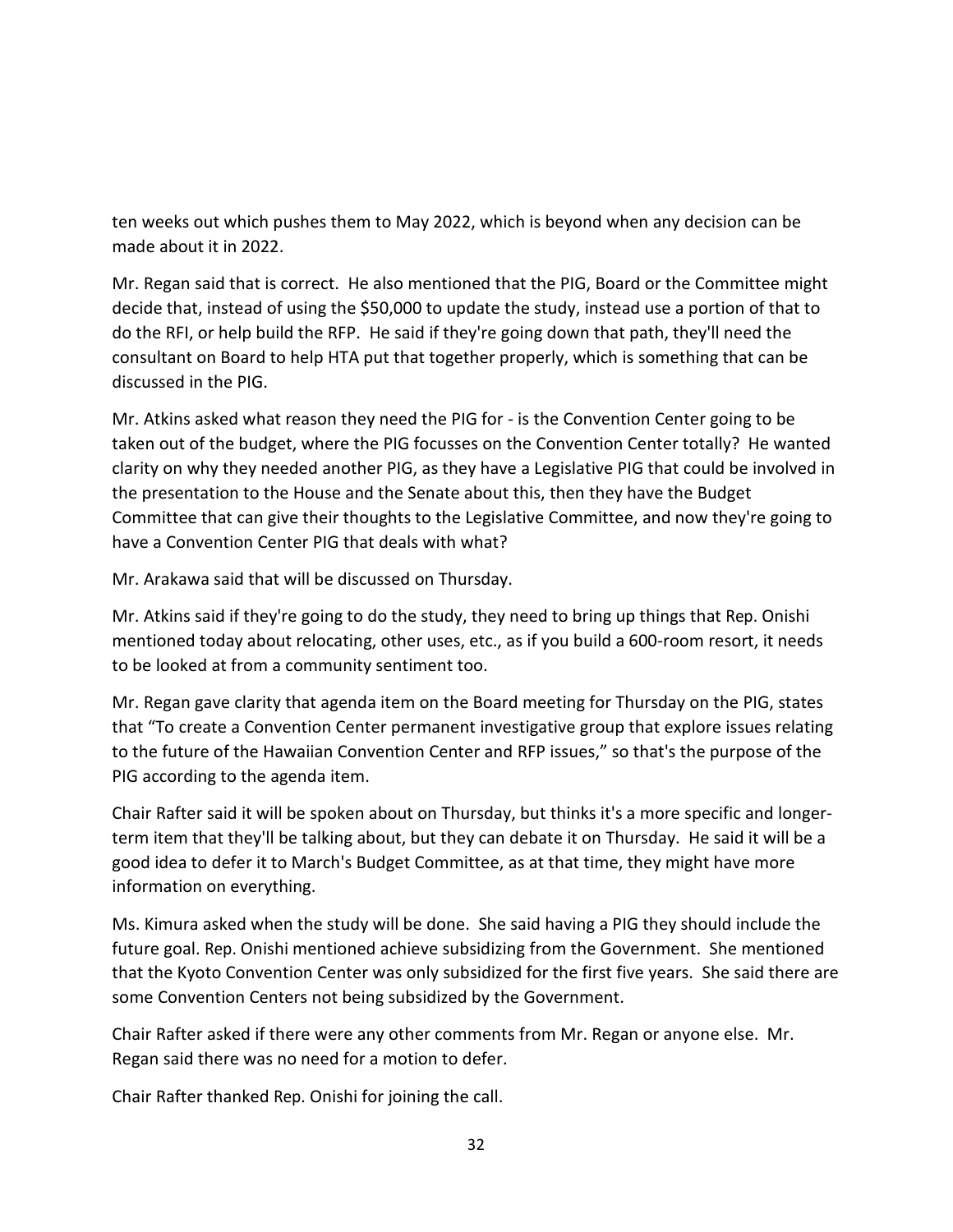ten weeks out which pushes them to May 2022, which is beyond when any decision can be made about it in 2022.

Mr. Regan said that is correct. He also mentioned that the PIG, Board or the Committee might decide that, instead of using the $50,000 to update the study, instead use a portion of that to do the RFI, or help build the RFP. He said if they're going down that path, they'll need the consultant on Board to help HTA put that together properly, which is something that can be discussed in the PIG.

Mr. Atkins asked what reason they need the PIG for - is the Convention Center going to be taken out of the budget, where the PIG focusses on the Convention Center totally? He wanted clarity on why they needed another PIG, as they have a Legislative PIG that could be involved in the presentation to the House and the Senate about this, then they have the Budget Committee that can give their thoughts to the Legislative Committee, and now they're going to have a Convention Center PIG that deals with what?

Mr. Arakawa said that will be discussed on Thursday.

Mr. Atkins said if they're going to do the study, they need to bring up things that Rep. Onishi mentioned today about relocating, other uses, etc., as if you build a 600-room resort, it needs to be looked at from a community sentiment too.

Mr. Regan gave clarity that agenda item on the Board meeting for Thursday on the PIG, states that "To create a Convention Center permanent investigative group that explore issues relating to the future of the Hawaiian Convention Center and RFP issues," so that's the purpose of the PIG according to the agenda item.

Chair Rafter said it will be spoken about on Thursday, but thinks it's a more specific and longer-term item that they'll be talking about, but they can debate it on Thursday. He said it will be a good idea to defer it to March's Budget Committee, as at that time, they might have more information on everything.

Ms. Kimura asked when the study will be done. She said having a PIG they should include the future goal. Rep. Onishi mentioned achieve subsidizing from the Government. She mentioned that the Kyoto Convention Center was only subsidized for the first five years. She said there are some Convention Centers not being subsidized by the Government.

Chair Rafter asked if there were any other comments from Mr. Regan or anyone else. Mr. Regan said there was no need for a motion to defer.

Chair Rafter thanked Rep. Onishi for joining the call.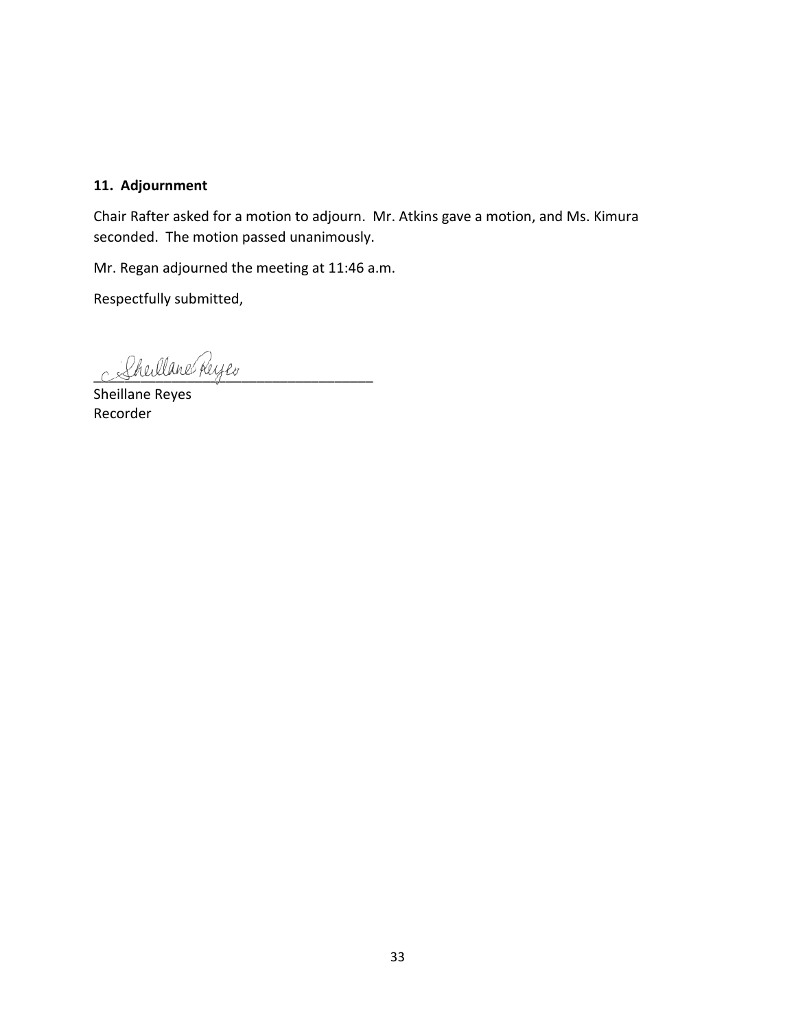## 11. Adjournment

Chair Rafter asked for a motion to adjourn. Mr. Atkins gave a motion, and Ms. Kimura seconded. The motion passed unanimously.

Mr. Regan adjourned the meeting at 11:46 a.m.

Respectfully submitted,

Sheillane Reyes
___________________________________

Sheillane Reyes
Recorder